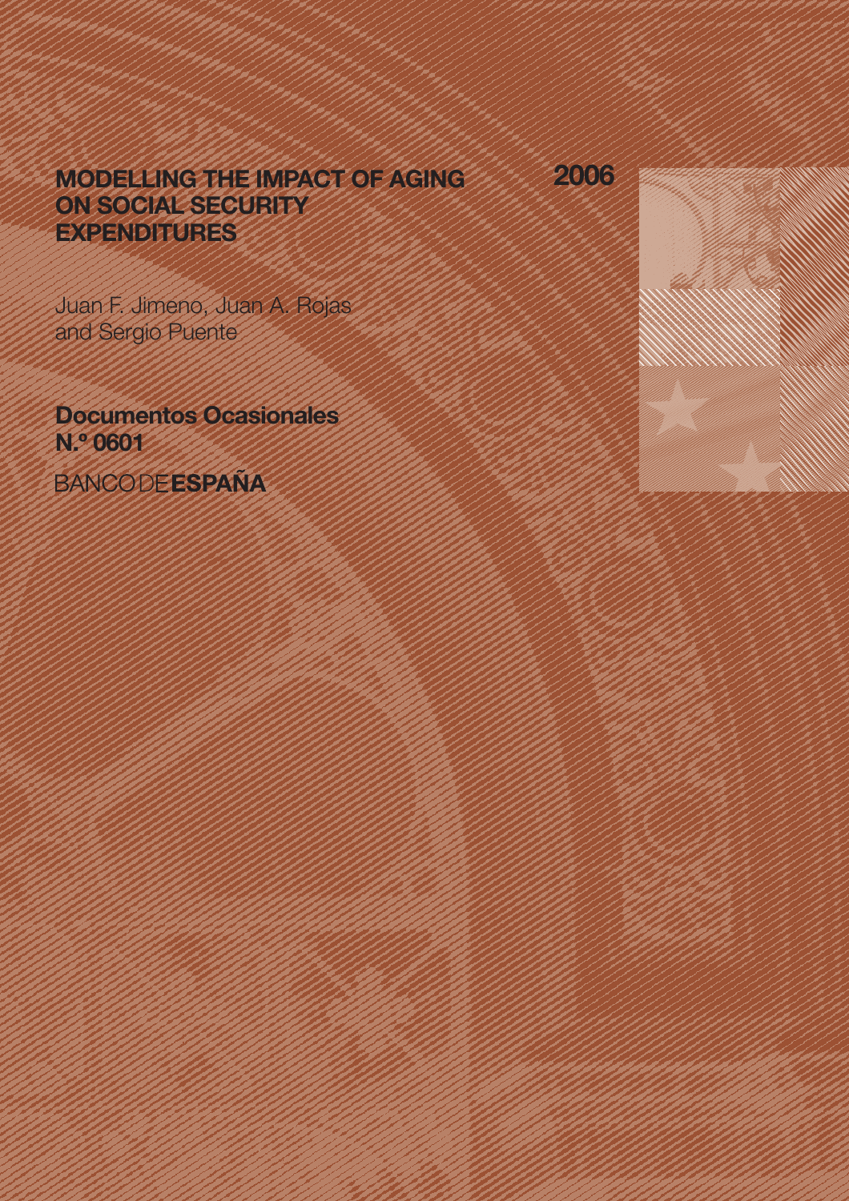# MODELLING THE IMPACT OF AGING ON SOCIAL SECURITY EXPENDITURES

2006

Juan F. Jimeno, Juan A. Rojas and Sergio Puente

**Documentos Ocasionales N.º 0601**

BANCO DE **ESPAÑA**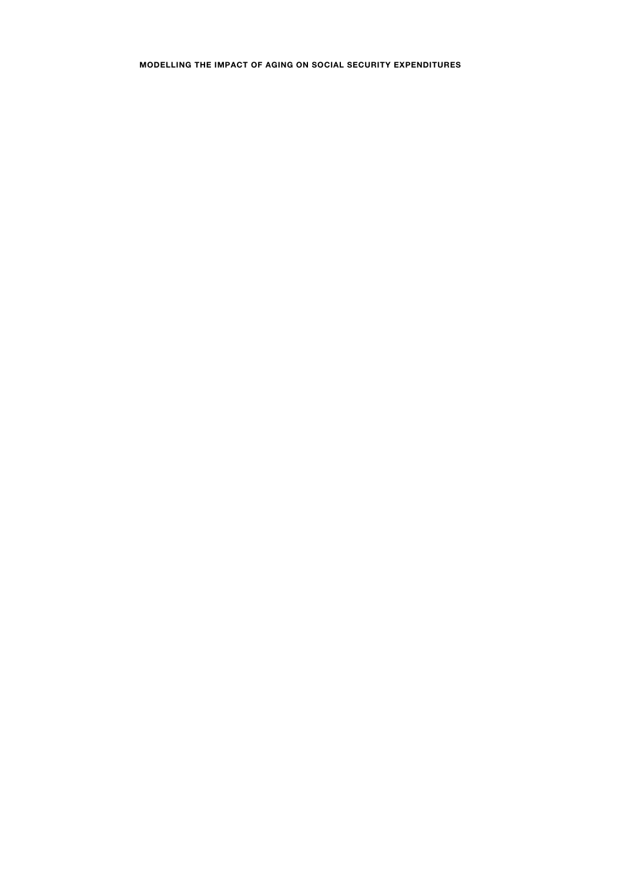**MODELLING THE IMPACT OF AGING ON SOCIAL SECURITY EXPENDITURES**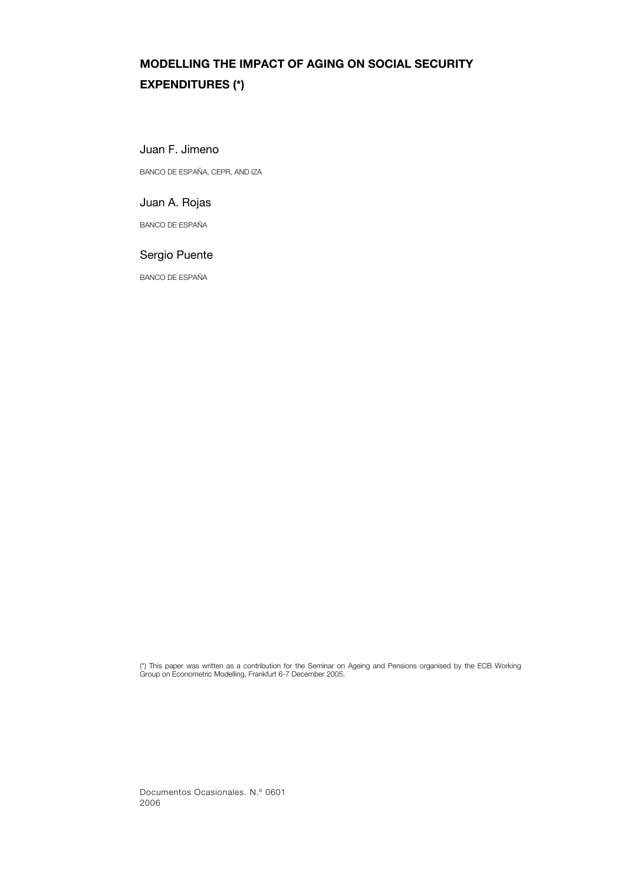# MODELLING THE IMPACT OF AGING ON SOCIAL SECURITY EXPENDITURES (*)

Juan F. Jimeno

BANCO DE ESPAÑA, CEPR, AND IZA

Juan A. Rojas

BANCO DE ESPAÑA

Sergio Puente

BANCO DE ESPAÑA

(*) This paper was written as a contribution for the Seminar on Ageing and Pensions organised by the ECB Working Group on Econometric Modelling, Frankfurt 6-7 December 2005.

Documentos Ocasionales. N.º 0601
2006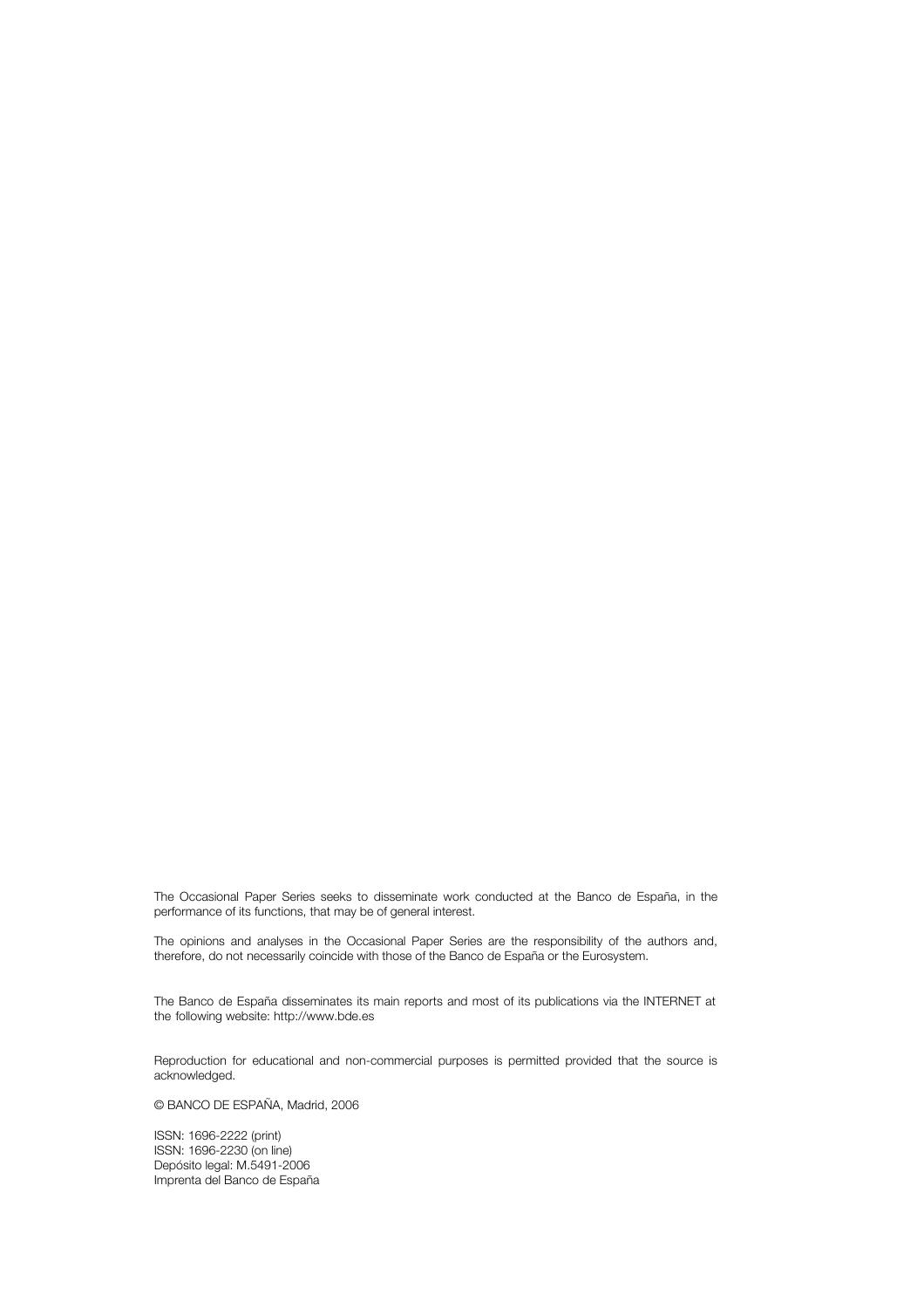The Occasional Paper Series seeks to disseminate work conducted at the Banco de España, in the performance of its functions, that may be of general interest.

The opinions and analyses in the Occasional Paper Series are the responsibility of the authors and, therefore, do not necessarily coincide with those of the Banco de España or the Eurosystem.

The Banco de España disseminates its main reports and most of its publications via the INTERNET at the following website: http://www.bde.es

Reproduction for educational and non-commercial purposes is permitted provided that the source is acknowledged.

© BANCO DE ESPAÑA, Madrid, 2006

ISSN: 1696-2222 (print)
ISSN: 1696-2230 (on line)
Depósito legal: M.5491-2006
Imprenta del Banco de España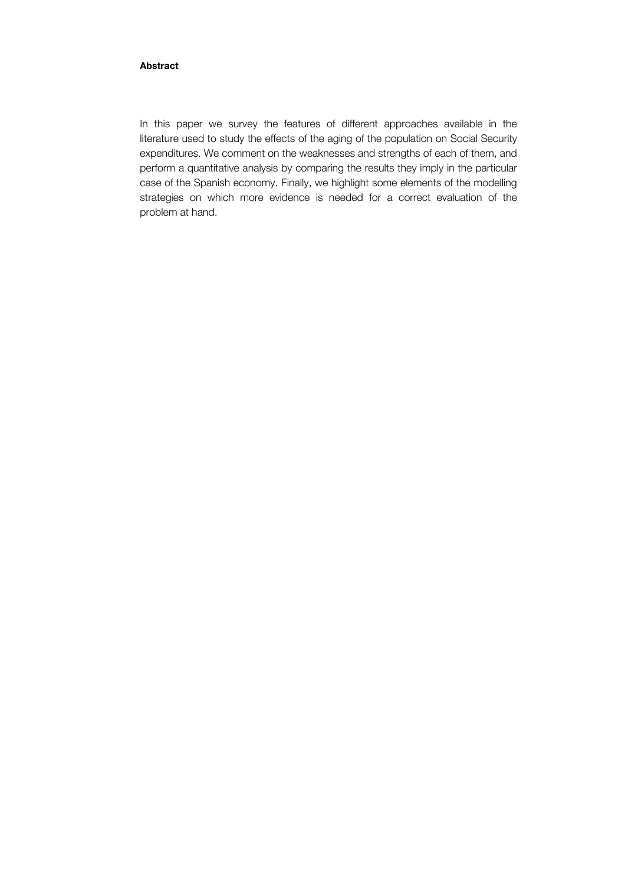**Abstract**

In this paper we survey the features of different approaches available in the literature used to study the effects of the aging of the population on Social Security expenditures. We comment on the weaknesses and strengths of each of them, and perform a quantitative analysis by comparing the results they imply in the particular case of the Spanish economy. Finally, we highlight some elements of the modelling strategies on which more evidence is needed for a correct evaluation of the problem at hand.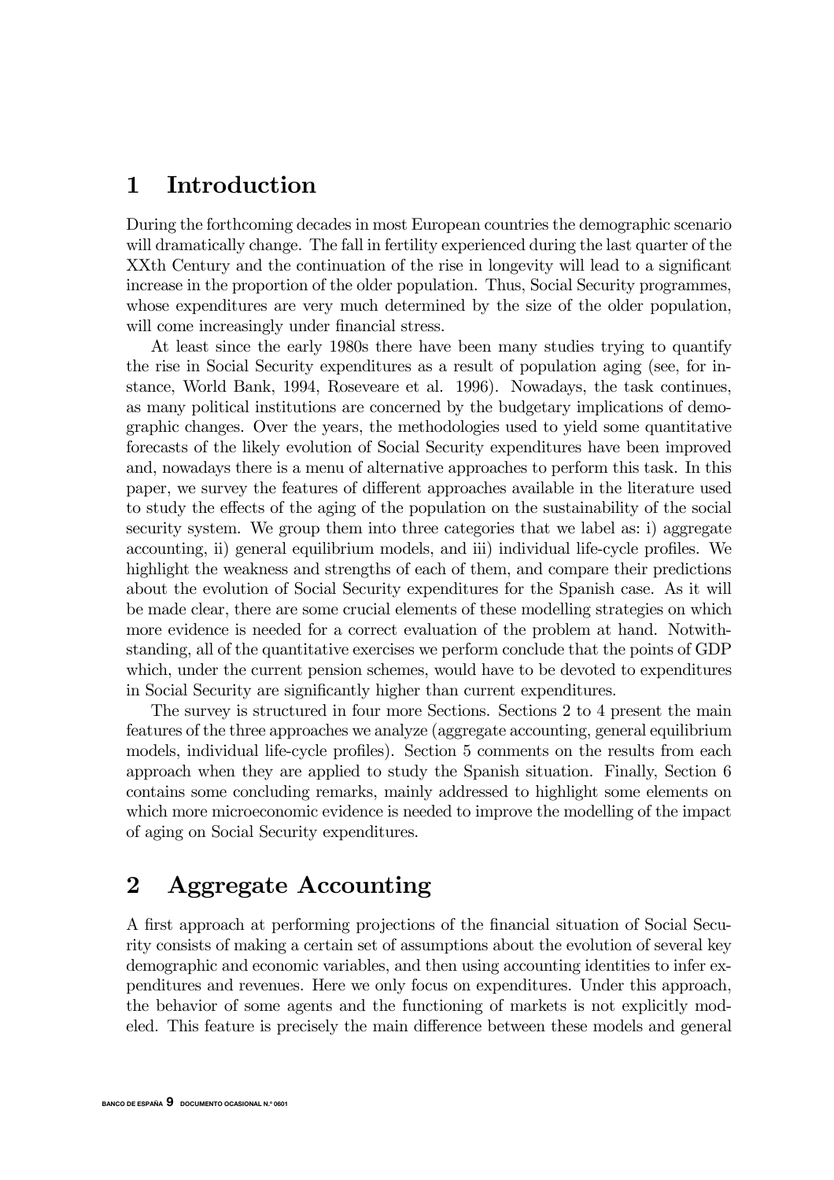# 1 Introduction

During the forthcoming decades in most European countries the demographic scenario will dramatically change. The fall in fertility experienced during the last quarter of the XXth Century and the continuation of the rise in longevity will lead to a significant increase in the proportion of the older population. Thus, Social Security programmes, whose expenditures are very much determined by the size of the older population, will come increasingly under financial stress.

At least since the early 1980s there have been many studies trying to quantify the rise in Social Security expenditures as a result of population aging (see, for instance, World Bank, 1994, Roseveare et al. 1996). Nowadays, the task continues, as many political institutions are concerned by the budgetary implications of demographic changes. Over the years, the methodologies used to yield some quantitative forecasts of the likely evolution of Social Security expenditures have been improved and, nowadays there is a menu of alternative approaches to perform this task. In this paper, we survey the features of different approaches available in the literature used to study the effects of the aging of the population on the sustainability of the social security system. We group them into three categories that we label as: i) aggregate accounting, ii) general equilibrium models, and iii) individual life-cycle profiles. We highlight the weakness and strengths of each of them, and compare their predictions about the evolution of Social Security expenditures for the Spanish case. As it will be made clear, there are some crucial elements of these modelling strategies on which more evidence is needed for a correct evaluation of the problem at hand. Notwithstanding, all of the quantitative exercises we perform conclude that the points of GDP which, under the current pension schemes, would have to be devoted to expenditures in Social Security are significantly higher than current expenditures.

The survey is structured in four more Sections. Sections 2 to 4 present the main features of the three approaches we analyze (aggregate accounting, general equilibrium models, individual life-cycle profiles). Section 5 comments on the results from each approach when they are applied to study the Spanish situation. Finally, Section 6 contains some concluding remarks, mainly addressed to highlight some elements on which more microeconomic evidence is needed to improve the modelling of the impact of aging on Social Security expenditures.

# 2 Aggregate Accounting

A first approach at performing projections of the financial situation of Social Security consists of making a certain set of assumptions about the evolution of several key demographic and economic variables, and then using accounting identities to infer expenditures and revenues. Here we only focus on expenditures. Under this approach, the behavior of some agents and the functioning of markets is not explicitly modeled. This feature is precisely the main difference between these models and general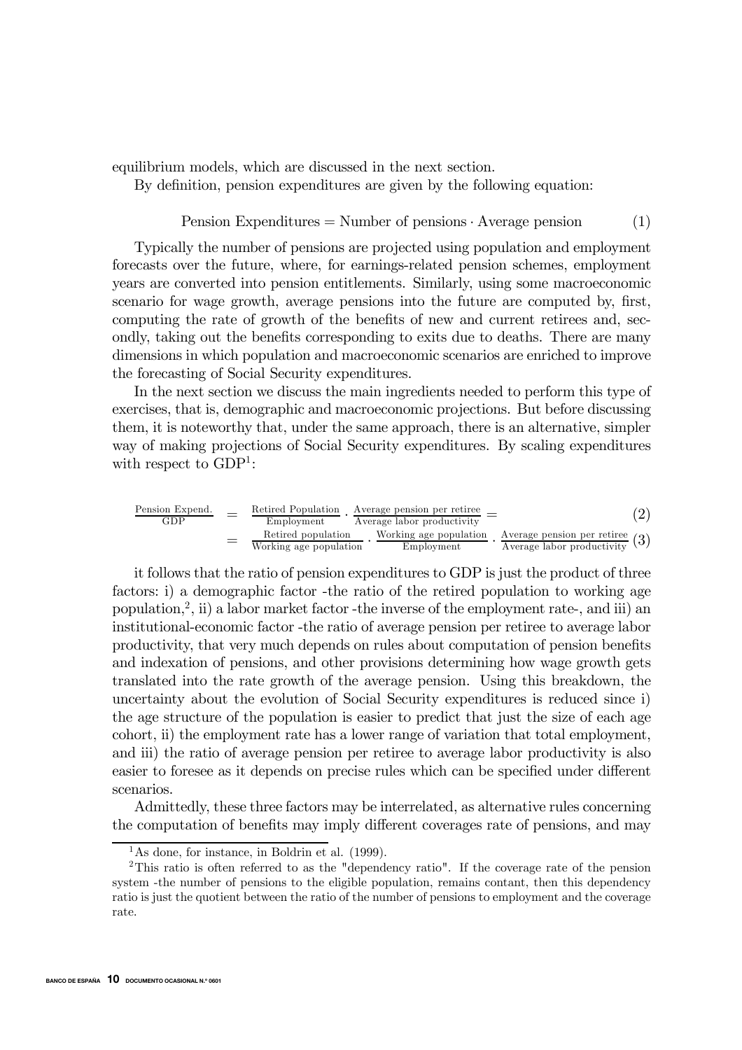equilibrium models, which are discussed in the next section.

By definition, pension expenditures are given by the following equation:

$$\text{Pension Expenditures} = \text{Number of pensions} \cdot \text{Average pension} \tag{1}$$

Typically the number of pensions are projected using population and employment forecasts over the future, where, for earnings-related pension schemes, employment years are converted into pension entitlements. Similarly, using some macroeconomic scenario for wage growth, average pensions into the future are computed by, first, computing the rate of growth of the benefits of new and current retirees and, secondly, taking out the benefits corresponding to exits due to deaths. There are many dimensions in which population and macroeconomic scenarios are enriched to improve the forecasting of Social Security expenditures.

In the next section we discuss the main ingredients needed to perform this type of exercises, that is, demographic and macroeconomic projections. But before discussing them, it is noteworthy that, under the same approach, there is an alternative, simpler way of making projections of Social Security expenditures. By scaling expenditures with respect to GDP[1]:

$$\frac{\text{Pension Expend.}}{\text{GDP}} = \frac{\text{Retired Population}}{\text{Employment}} \cdot \frac{\text{Average pension per retiree}}{\text{Average labor productivity}} = \tag{2}$$

$$= \frac{\text{Retired population}}{\text{Working age population}} \cdot \frac{\text{Working age population}}{\text{Employment}} \cdot \frac{\text{Average pension per retiree}}{\text{Average labor productivity}} \tag{3}$$

it follows that the ratio of pension expenditures to GDP is just the product of three factors: i) a demographic factor -the ratio of the retired population to working age population,[2], ii) a labor market factor -the inverse of the employment rate-, and iii) an institutional-economic factor -the ratio of average pension per retiree to average labor productivity, that very much depends on rules about computation of pension benefits and indexation of pensions, and other provisions determining how wage growth gets translated into the rate growth of the average pension. Using this breakdown, the uncertainty about the evolution of Social Security expenditures is reduced since i) the age structure of the population is easier to predict that just the size of each age cohort, ii) the employment rate has a lower range of variation that total employment, and iii) the ratio of average pension per retiree to average labor productivity is also easier to foresee as it depends on precise rules which can be specified under different scenarios.

Admittedly, these three factors may be interrelated, as alternative rules concerning the computation of benefits may imply different coverages rate of pensions, and may

[1] As done, for instance, in Boldrin et al. (1999).

[2] This ratio is often referred to as the "dependency ratio". If the coverage rate of the pension system -the number of pensions to the eligible population, remains contant, then this dependency ratio is just the quotient between the ratio of the number of pensions to employment and the coverage rate.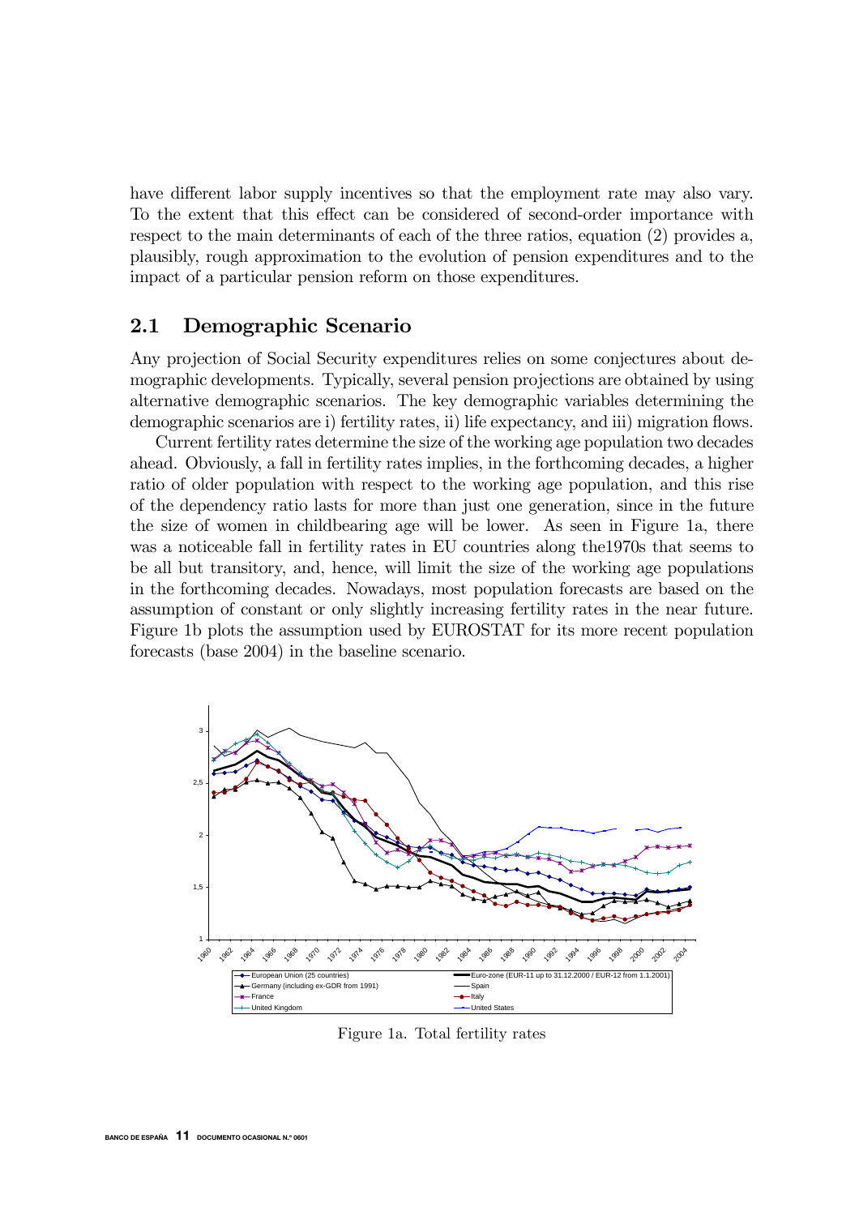have different labor supply incentives so that the employment rate may also vary. To the extent that this effect can be considered of second-order importance with respect to the main determinants of each of the three ratios, equation (2) provides a, plausibly, rough approximation to the evolution of pension expenditures and to the impact of a particular pension reform on those expenditures.

## 2.1 Demographic Scenario

Any projection of Social Security expenditures relies on some conjectures about demographic developments. Typically, several pension projections are obtained by using alternative demographic scenarios. The key demographic variables determining the demographic scenarios are i) fertility rates, ii) life expectancy, and iii) migration flows.

Current fertility rates determine the size of the working age population two decades ahead. Obviously, a fall in fertility rates implies, in the forthcoming decades, a higher ratio of older population with respect to the working age population, and this rise of the dependency ratio lasts for more than just one generation, since in the future the size of women in childbearing age will be lower. As seen in Figure 1a, there was a noticeable fall in fertility rates in EU countries along the1970s that seems to be all but transitory, and, hence, will limit the size of the working age populations in the forthcoming decades. Nowadays, most population forecasts are based on the assumption of constant or only slightly increasing fertility rates in the near future. Figure 1b plots the assumption used by EUROSTAT for its more recent population forecasts (base 2004) in the baseline scenario.

Figure 1a. Total fertility rates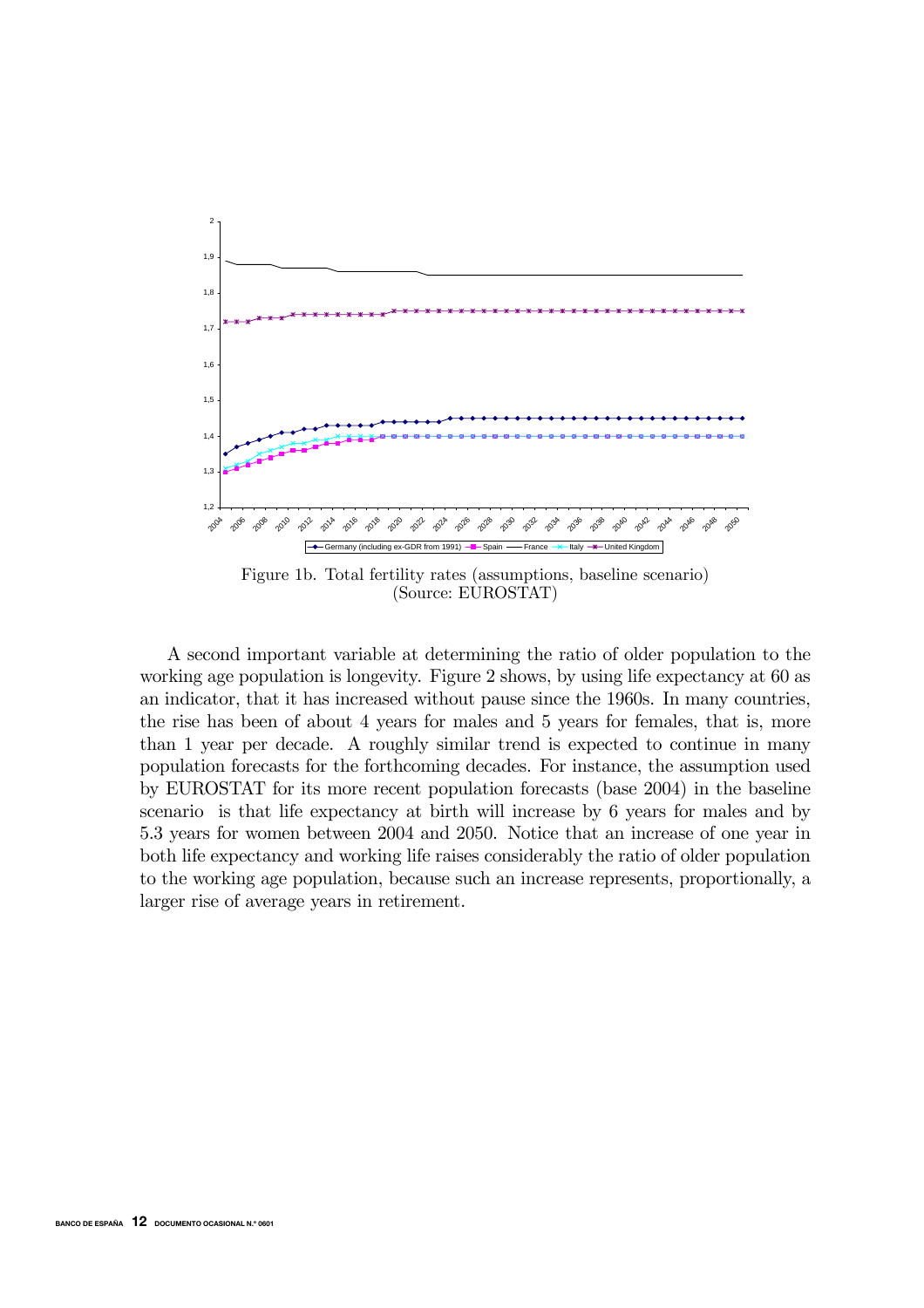Figure 1b. Total fertility rates (assumptions, baseline scenario)
(Source: EUROSTAT)

A second important variable at determining the ratio of older population to the working age population is longevity. Figure 2 shows, by using life expectancy at 60 as an indicator, that it has increased without pause since the 1960s. In many countries, the rise has been of about 4 years for males and 5 years for females, that is, more than 1 year per decade. A roughly similar trend is expected to continue in many population forecasts for the forthcoming decades. For instance, the assumption used by EUROSTAT for its more recent population forecasts (base 2004) in the baseline scenario is that life expectancy at birth will increase by 6 years for males and by 5.3 years for women between 2004 and 2050. Notice that an increase of one year in both life expectancy and working life raises considerably the ratio of older population to the working age population, because such an increase represents, proportionally, a larger rise of average years in retirement.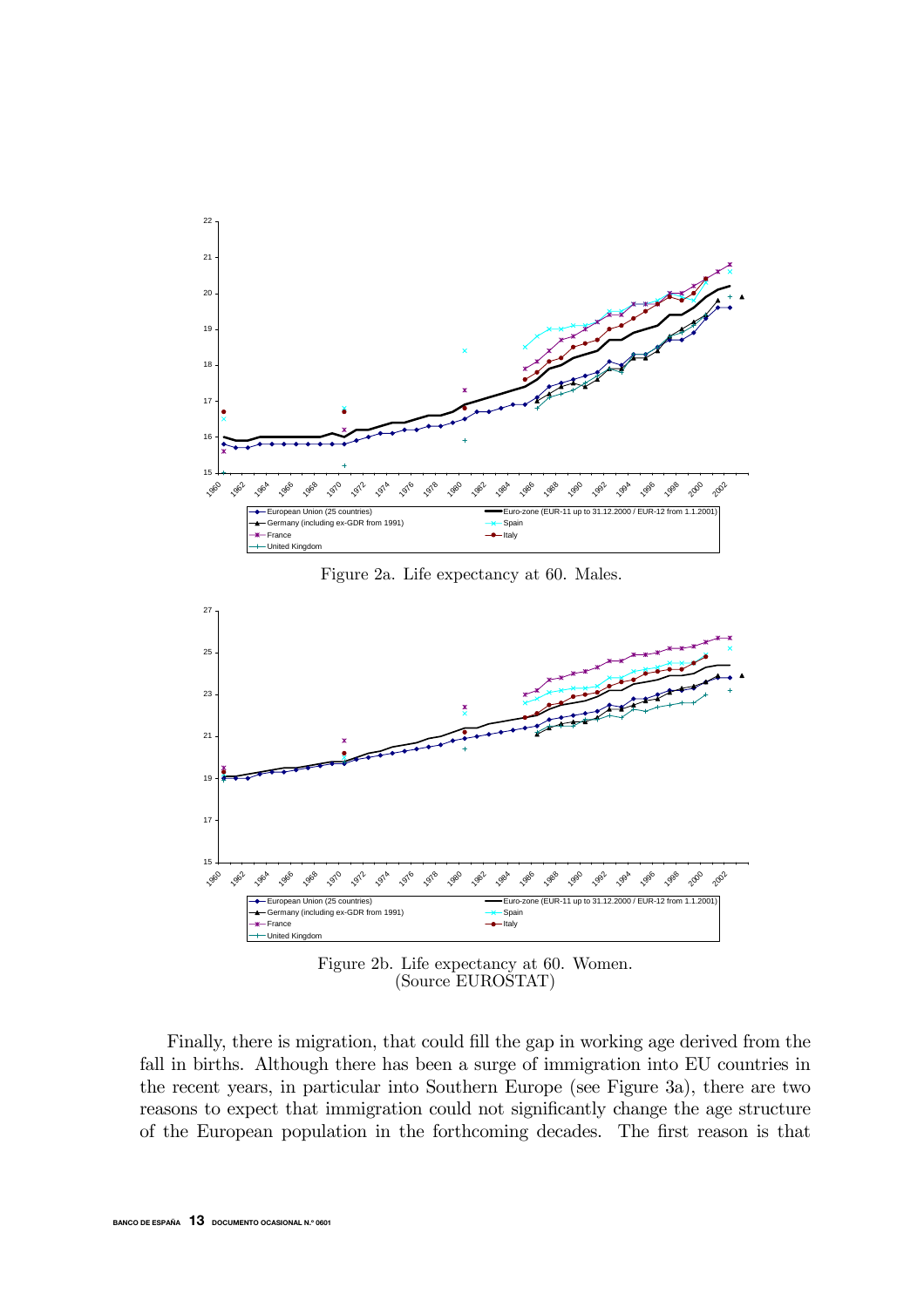Figure 2a. Life expectancy at 60. Males.

Figure 2b. Life expectancy at 60. Women. (Source EUROSTAT)

Finally, there is migration, that could fill the gap in working age derived from the fall in births. Although there has been a surge of immigration into EU countries in the recent years, in particular into Southern Europe (see Figure 3a), there are two reasons to expect that immigration could not significantly change the age structure of the European population in the forthcoming decades. The first reason is that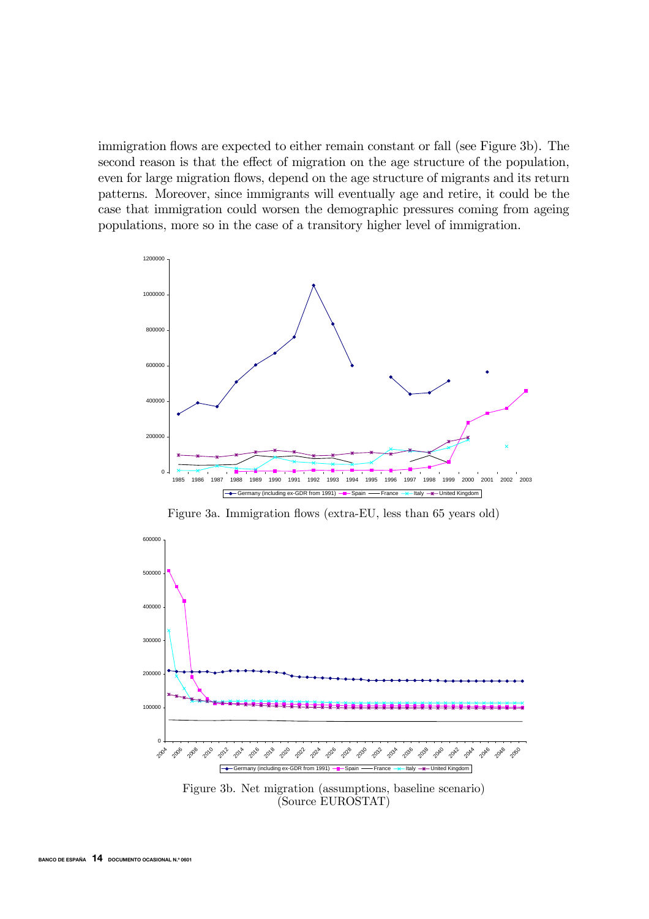immigration flows are expected to either remain constant or fall (see Figure 3b). The second reason is that the effect of migration on the age structure of the population, even for large migration flows, depend on the age structure of migrants and its return patterns. Moreover, since immigrants will eventually age and retire, it could be the case that immigration could worsen the demographic pressures coming from ageing populations, more so in the case of a transitory higher level of immigration.

Figure 3a. Immigration flows (extra-EU, less than 65 years old)

Figure 3b. Net migration (assumptions, baseline scenario) (Source EUROSTAT)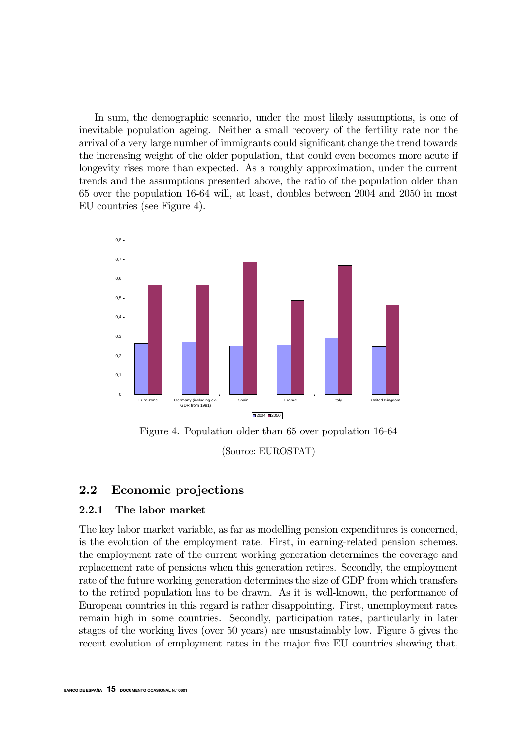In sum, the demographic scenario, under the most likely assumptions, is one of inevitable population ageing. Neither a small recovery of the fertility rate nor the arrival of a very large number of immigrants could significant change the trend towards the increasing weight of the older population, that could even becomes more acute if longevity rises more than expected. As a roughly approximation, under the current trends and the assumptions presented above, the ratio of the population older than 65 over the population 16-64 will, at least, doubles between 2004 and 2050 in most EU countries (see Figure 4).

Figure 4. Population older than 65 over population 16-64

(Source: EUROSTAT)

## 2.2 Economic projections

### 2.2.1 The labor market

The key labor market variable, as far as modelling pension expenditures is concerned, is the evolution of the employment rate. First, in earning-related pension schemes, the employment rate of the current working generation determines the coverage and replacement rate of pensions when this generation retires. Secondly, the employment rate of the future working generation determines the size of GDP from which transfers to the retired population has to be drawn. As it is well-known, the performance of European countries in this regard is rather disappointing. First, unemployment rates remain high in some countries. Secondly, participation rates, particularly in later stages of the working lives (over 50 years) are unsustainably low. Figure 5 gives the recent evolution of employment rates in the major five EU countries showing that,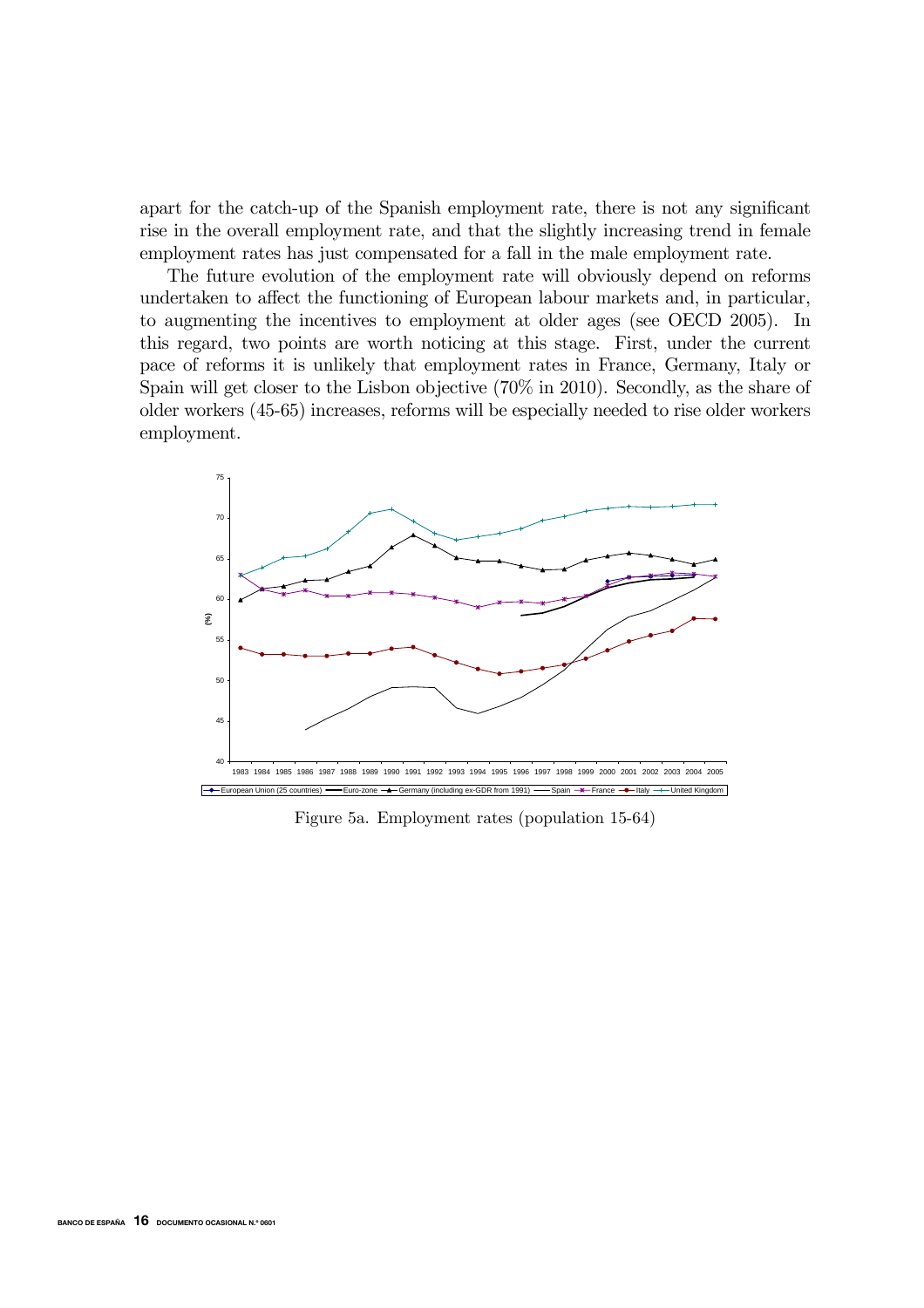apart for the catch-up of the Spanish employment rate, there is not any significant rise in the overall employment rate, and that the slightly increasing trend in female employment rates has just compensated for a fall in the male employment rate.

The future evolution of the employment rate will obviously depend on reforms undertaken to affect the functioning of European labour markets and, in particular, to augmenting the incentives to employment at older ages (see OECD 2005). In this regard, two points are worth noticing at this stage. First, under the current pace of reforms it is unlikely that employment rates in France, Germany, Italy or Spain will get closer to the Lisbon objective (70% in 2010). Secondly, as the share of older workers (45-65) increases, reforms will be especially needed to rise older workers employment.

Figure 5a. Employment rates (population 15-64)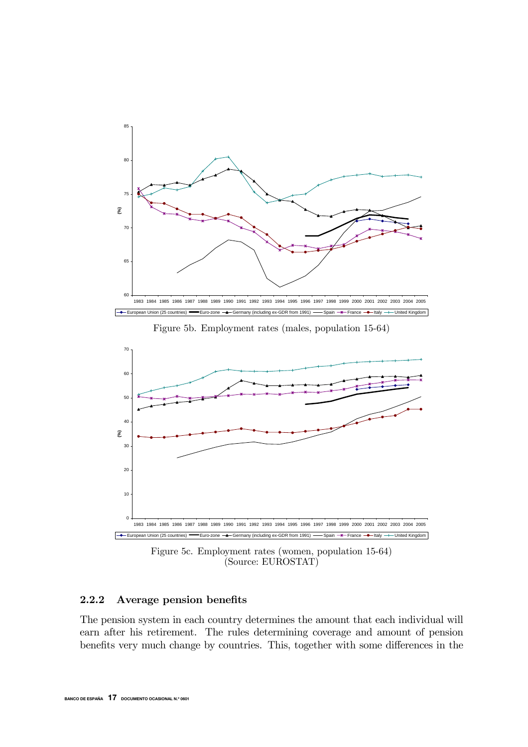Figure 5b. Employment rates (males, population 15-64)

Figure 5c. Employment rates (women, population 15-64)
(Source: EUROSTAT)

### 2.2.2 Average pension benefits

The pension system in each country determines the amount that each individual will earn after his retirement. The rules determining coverage and amount of pension benefits very much change by countries. This, together with some differences in the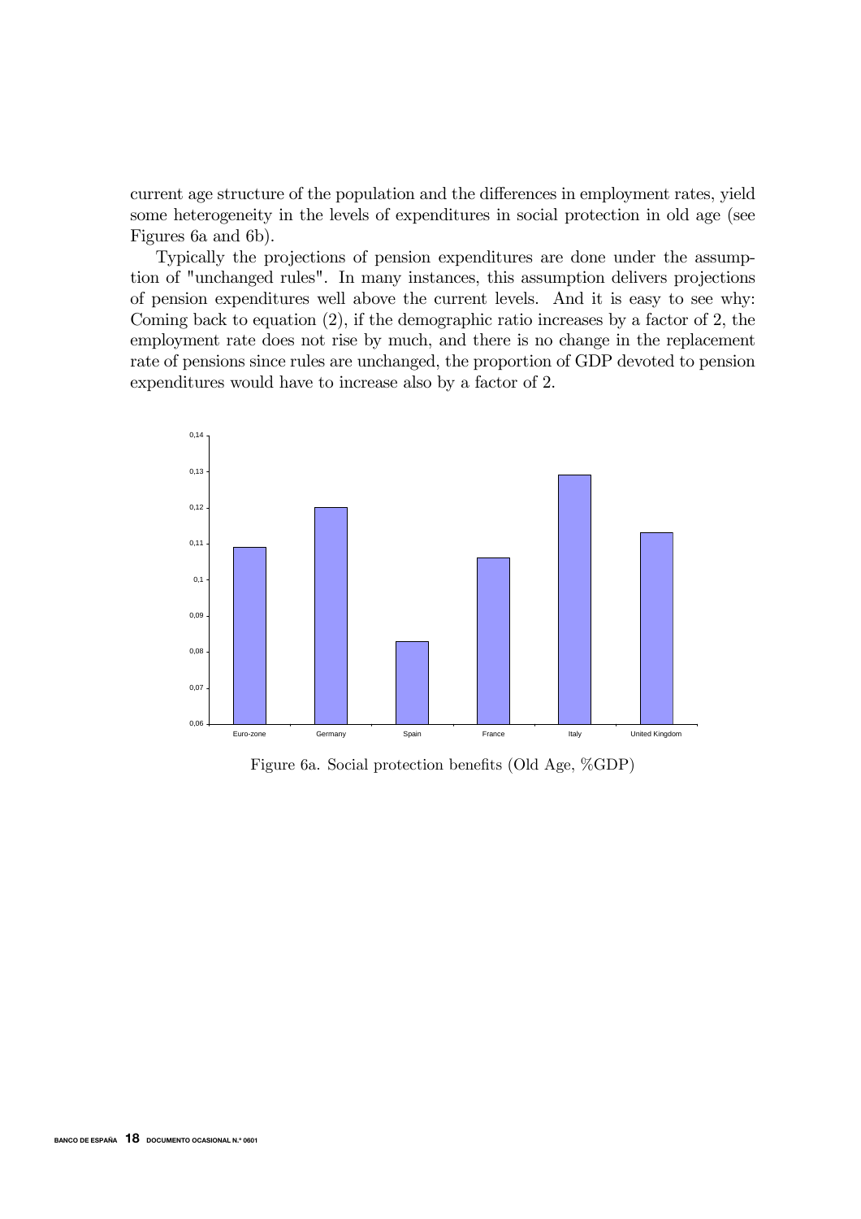current age structure of the population and the differences in employment rates, yield some heterogeneity in the levels of expenditures in social protection in old age (see Figures 6a and 6b).

Typically the projections of pension expenditures are done under the assumption of "unchanged rules". In many instances, this assumption delivers projections of pension expenditures well above the current levels. And it is easy to see why: Coming back to equation (2), if the demographic ratio increases by a factor of 2, the employment rate does not rise by much, and there is no change in the replacement rate of pensions since rules are unchanged, the proportion of GDP devoted to pension expenditures would have to increase also by a factor of 2.

Figure 6a. Social protection benefits (Old Age, %GDP)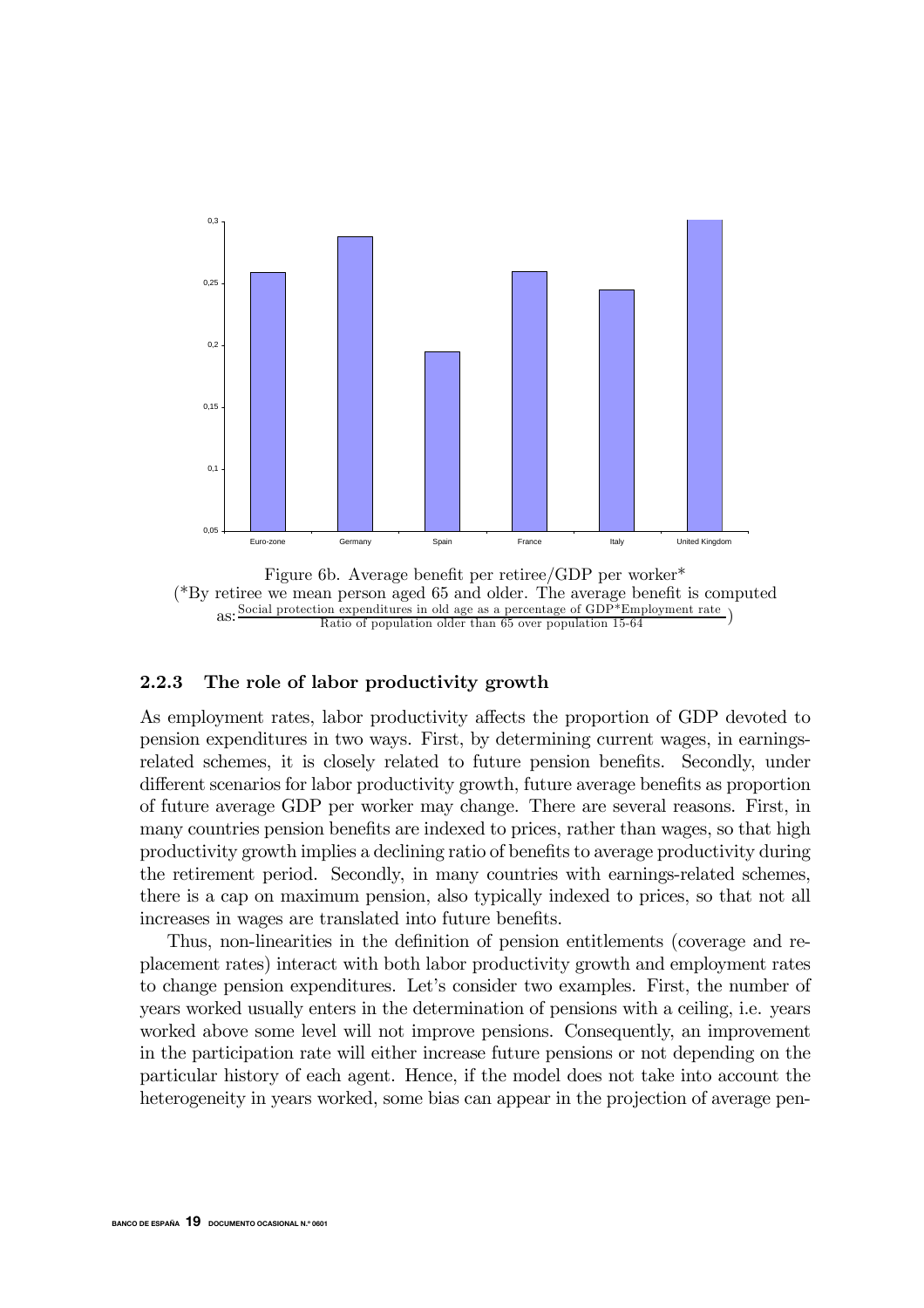Figure 6b. Average benefit per retiree/GDP per worker*
(*By retiree we mean person aged 65 and older. The average benefit is computed as: $\frac{\text{Social protection expenditures in old age as a percentage of GDP*Employment rate}}{\text{Ratio of population older than 65 over population 15-64}}$)

### 2.2.3 The role of labor productivity growth

As employment rates, labor productivity affects the proportion of GDP devoted to pension expenditures in two ways. First, by determining current wages, in earnings-related schemes, it is closely related to future pension benefits. Secondly, under different scenarios for labor productivity growth, future average benefits as proportion of future average GDP per worker may change. There are several reasons. First, in many countries pension benefits are indexed to prices, rather than wages, so that high productivity growth implies a declining ratio of benefits to average productivity during the retirement period. Secondly, in many countries with earnings-related schemes, there is a cap on maximum pension, also typically indexed to prices, so that not all increases in wages are translated into future benefits.

Thus, non-linearities in the definition of pension entitlements (coverage and replacement rates) interact with both labor productivity growth and employment rates to change pension expenditures. Let's consider two examples. First, the number of years worked usually enters in the determination of pensions with a ceiling, i.e. years worked above some level will not improve pensions. Consequently, an improvement in the participation rate will either increase future pensions or not depending on the particular history of each agent. Hence, if the model does not take into account the heterogeneity in years worked, some bias can appear in the projection of average pen-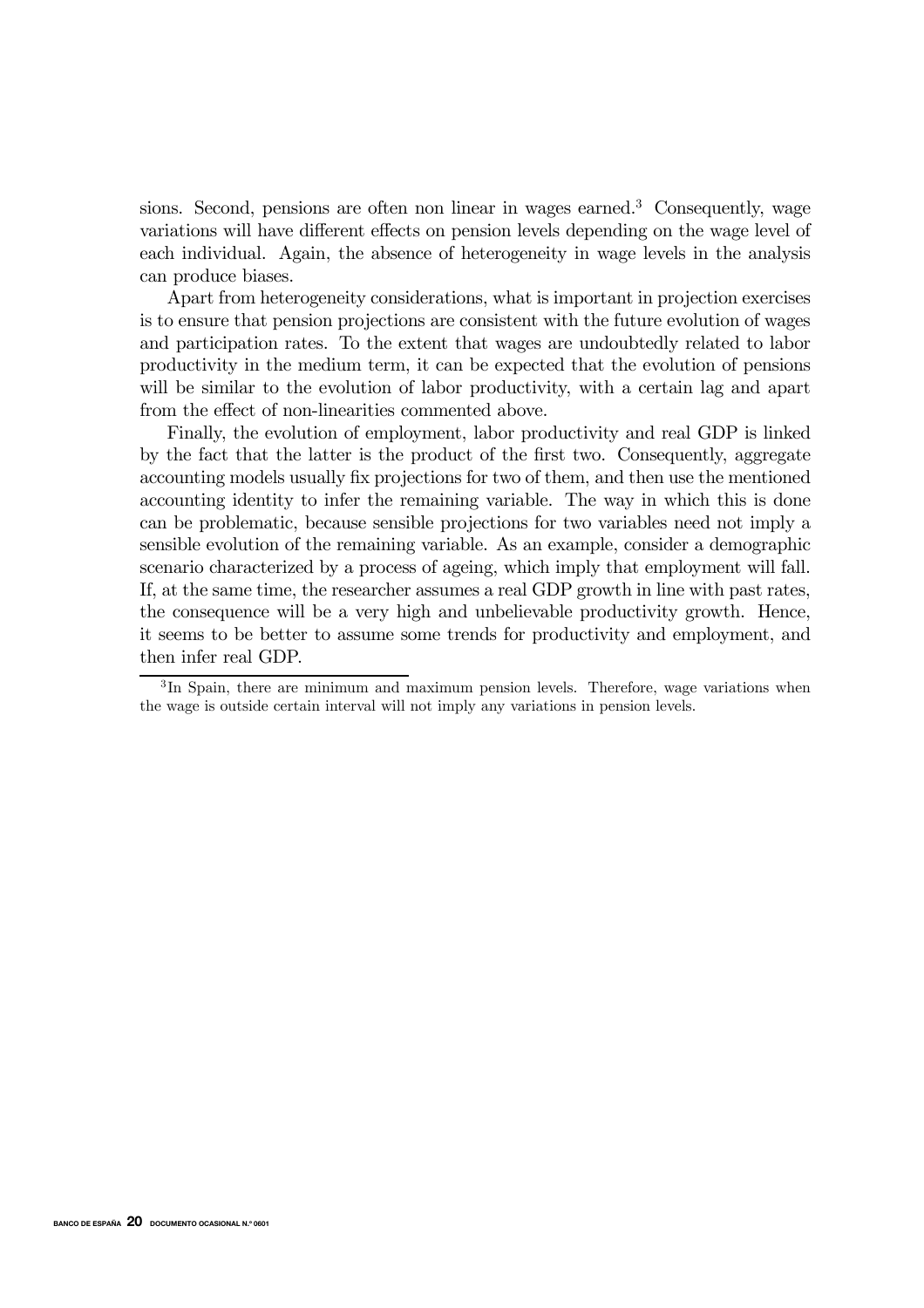sions. Second, pensions are often non linear in wages earned.[3] Consequently, wage variations will have different effects on pension levels depending on the wage level of each individual. Again, the absence of heterogeneity in wage levels in the analysis can produce biases.

Apart from heterogeneity considerations, what is important in projection exercises is to ensure that pension projections are consistent with the future evolution of wages and participation rates. To the extent that wages are undoubtedly related to labor productivity in the medium term, it can be expected that the evolution of pensions will be similar to the evolution of labor productivity, with a certain lag and apart from the effect of non-linearities commented above.

Finally, the evolution of employment, labor productivity and real GDP is linked by the fact that the latter is the product of the first two. Consequently, aggregate accounting models usually fix projections for two of them, and then use the mentioned accounting identity to infer the remaining variable. The way in which this is done can be problematic, because sensible projections for two variables need not imply a sensible evolution of the remaining variable. As an example, consider a demographic scenario characterized by a process of ageing, which imply that employment will fall. If, at the same time, the researcher assumes a real GDP growth in line with past rates, the consequence will be a very high and unbelievable productivity growth. Hence, it seems to be better to assume some trends for productivity and employment, and then infer real GDP.

[3] In Spain, there are minimum and maximum pension levels. Therefore, wage variations when the wage is outside certain interval will not imply any variations in pension levels.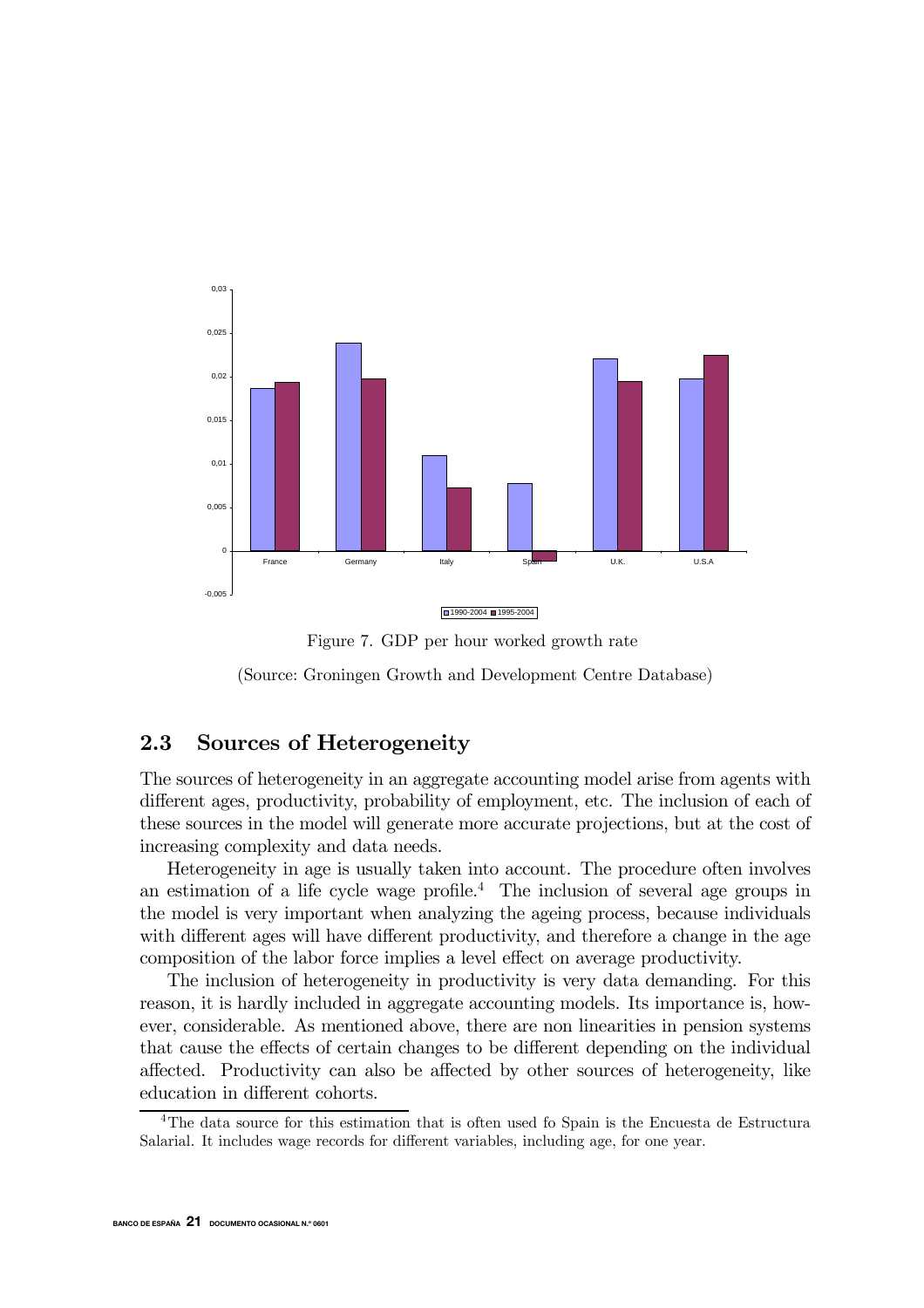Figure 7. GDP per hour worked growth rate

(Source: Groningen Growth and Development Centre Database)

## 2.3 Sources of Heterogeneity

The sources of heterogeneity in an aggregate accounting model arise from agents with different ages, productivity, probability of employment, etc. The inclusion of each of these sources in the model will generate more accurate projections, but at the cost of increasing complexity and data needs.

Heterogeneity in age is usually taken into account. The procedure often involves an estimation of a life cycle wage profile.[4] The inclusion of several age groups in the model is very important when analyzing the ageing process, because individuals with different ages will have different productivity, and therefore a change in the age composition of the labor force implies a level effect on average productivity.

The inclusion of heterogeneity in productivity is very data demanding. For this reason, it is hardly included in aggregate accounting models. Its importance is, however, considerable. As mentioned above, there are non linearities in pension systems that cause the effects of certain changes to be different depending on the individual affected. Productivity can also be affected by other sources of heterogeneity, like education in different cohorts.

[4] The data source for this estimation that is often used fo Spain is the Encuesta de Estructura Salarial. It includes wage records for different variables, including age, for one year.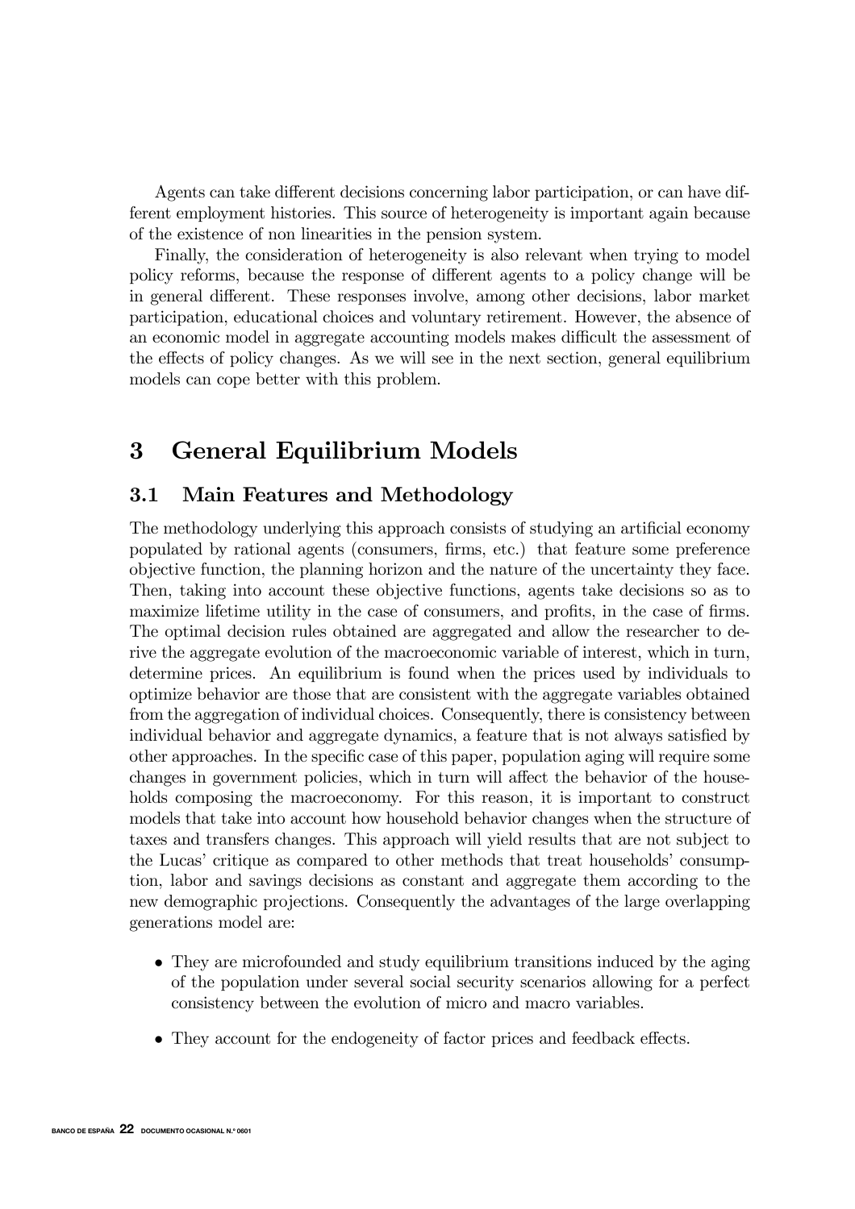Agents can take different decisions concerning labor participation, or can have different employment histories. This source of heterogeneity is important again because of the existence of non linearities in the pension system.

Finally, the consideration of heterogeneity is also relevant when trying to model policy reforms, because the response of different agents to a policy change will be in general different. These responses involve, among other decisions, labor market participation, educational choices and voluntary retirement. However, the absence of an economic model in aggregate accounting models makes difficult the assessment of the effects of policy changes. As we will see in the next section, general equilibrium models can cope better with this problem.

# 3 General Equilibrium Models

## 3.1 Main Features and Methodology

The methodology underlying this approach consists of studying an artificial economy populated by rational agents (consumers, firms, etc.) that feature some preference objective function, the planning horizon and the nature of the uncertainty they face. Then, taking into account these objective functions, agents take decisions so as to maximize lifetime utility in the case of consumers, and profits, in the case of firms. The optimal decision rules obtained are aggregated and allow the researcher to derive the aggregate evolution of the macroeconomic variable of interest, which in turn, determine prices. An equilibrium is found when the prices used by individuals to optimize behavior are those that are consistent with the aggregate variables obtained from the aggregation of individual choices. Consequently, there is consistency between individual behavior and aggregate dynamics, a feature that is not always satisfied by other approaches. In the specific case of this paper, population aging will require some changes in government policies, which in turn will affect the behavior of the households composing the macroeconomy. For this reason, it is important to construct models that take into account how household behavior changes when the structure of taxes and transfers changes. This approach will yield results that are not subject to the Lucas' critique as compared to other methods that treat households' consumption, labor and savings decisions as constant and aggregate them according to the new demographic projections. Consequently the advantages of the large overlapping generations model are:

- They are microfounded and study equilibrium transitions induced by the aging of the population under several social security scenarios allowing for a perfect consistency between the evolution of micro and macro variables.
- They account for the endogeneity of factor prices and feedback effects.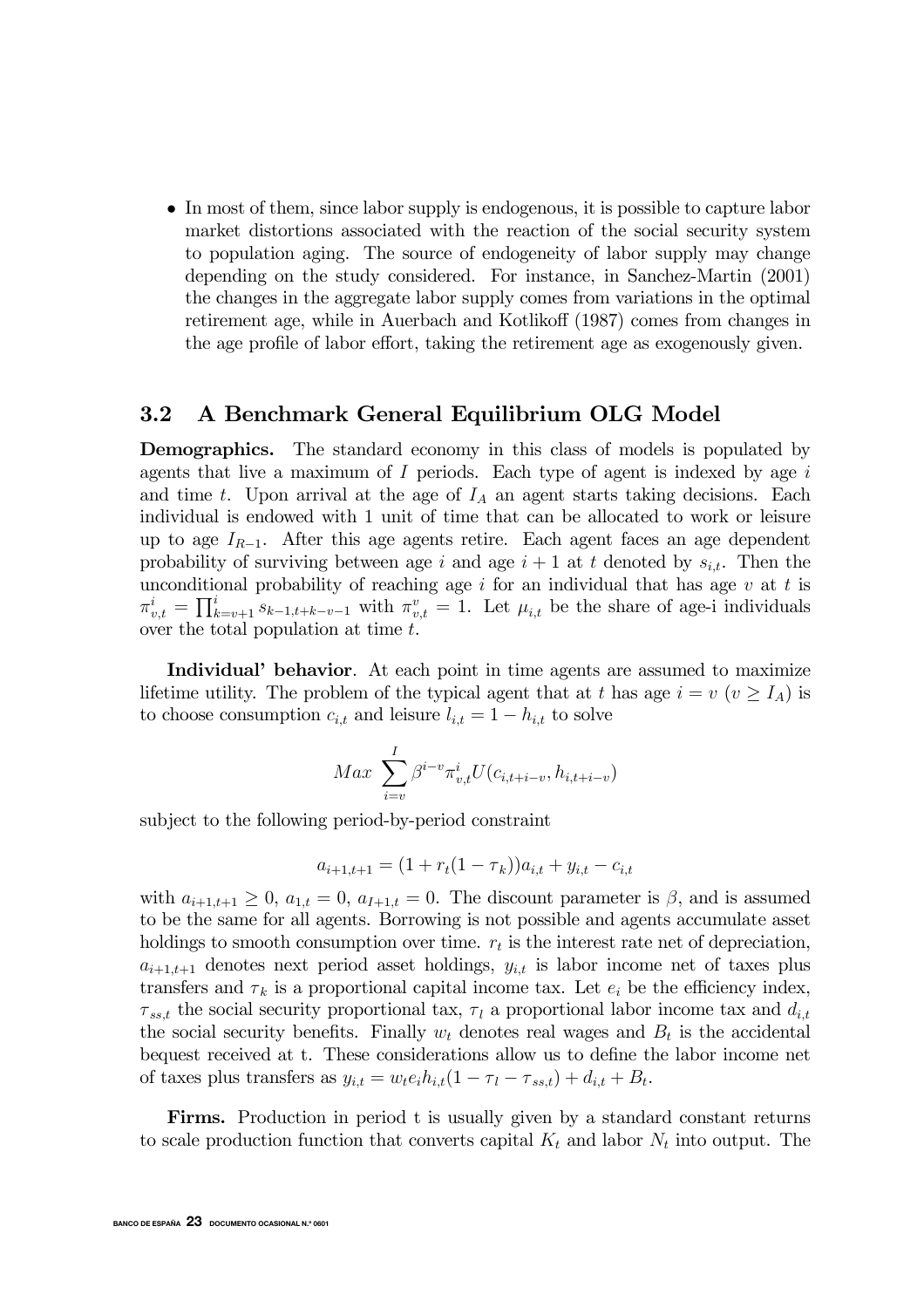- In most of them, since labor supply is endogenous, it is possible to capture labor market distortions associated with the reaction of the social security system to population aging. The source of endogeneity of labor supply may change depending on the study considered. For instance, in Sanchez-Martin (2001) the changes in the aggregate labor supply comes from variations in the optimal retirement age, while in Auerbach and Kotlikoff (1987) comes from changes in the age profile of labor effort, taking the retirement age as exogenously given.

### 3.2 A Benchmark General Equilibrium OLG Model

**Demographics.** The standard economy in this class of models is populated by agents that live a maximum of $I$ periods. Each type of agent is indexed by age $i$ and time $t$. Upon arrival at the age of $I_A$ an agent starts taking decisions. Each individual is endowed with 1 unit of time that can be allocated to work or leisure up to age $I_{R-1}$. After this age agents retire. Each agent faces an age dependent probability of surviving between age $i$ and age $i+1$ at $t$ denoted by $s_{i,t}$. Then the unconditional probability of reaching age $i$ for an individual that has age $v$ at $t$ is $\pi_{v,t}^{i} = \prod_{k=v+1}^{i} s_{k-1,t+k-v-1}$ with $\pi_{v,t}^{v} = 1$. Let $\mu_{i,t}$ be the share of age-i individuals over the total population at time $t$.

**Individual' behavior**. At each point in time agents are assumed to maximize lifetime utility. The problem of the typical agent that at $t$ has age $i = v$ ($v \geq I_A$) is to choose consumption $c_{i,t}$ and leisure $l_{i,t} = 1 - h_{i,t}$ to solve

$$Max \sum_{i=v}^{I} \beta^{i-v} \pi_{v,t}^{i} U(c_{i,t+i-v}, h_{i,t+i-v})$$

subject to the following period-by-period constraint

$$a_{i+1,t+1} = (1 + r_t(1 - \tau_k))a_{i,t} + y_{i,t} - c_{i,t}$$

with $a_{i+1,t+1} \geq 0$, $a_{1,t} = 0$, $a_{I+1,t} = 0$. The discount parameter is $\beta$, and is assumed to be the same for all agents. Borrowing is not possible and agents accumulate asset holdings to smooth consumption over time. $r_t$ is the interest rate net of depreciation, $a_{i+1,t+1}$ denotes next period asset holdings, $y_{i,t}$ is labor income net of taxes plus transfers and $\tau_k$ is a proportional capital income tax. Let $e_i$ be the efficiency index, $\tau_{ss,t}$ the social security proportional tax, $\tau_l$ a proportional labor income tax and $d_{i,t}$ the social security benefits. Finally $w_t$ denotes real wages and $B_t$ is the accidental bequest received at t. These considerations allow us to define the labor income net of taxes plus transfers as $y_{i,t} = w_t e_i h_{i,t}(1 - \tau_l - \tau_{ss,t}) + d_{i,t} + B_t$.

**Firms.** Production in period t is usually given by a standard constant returns to scale production function that converts capital $K_t$ and labor $N_t$ into output. The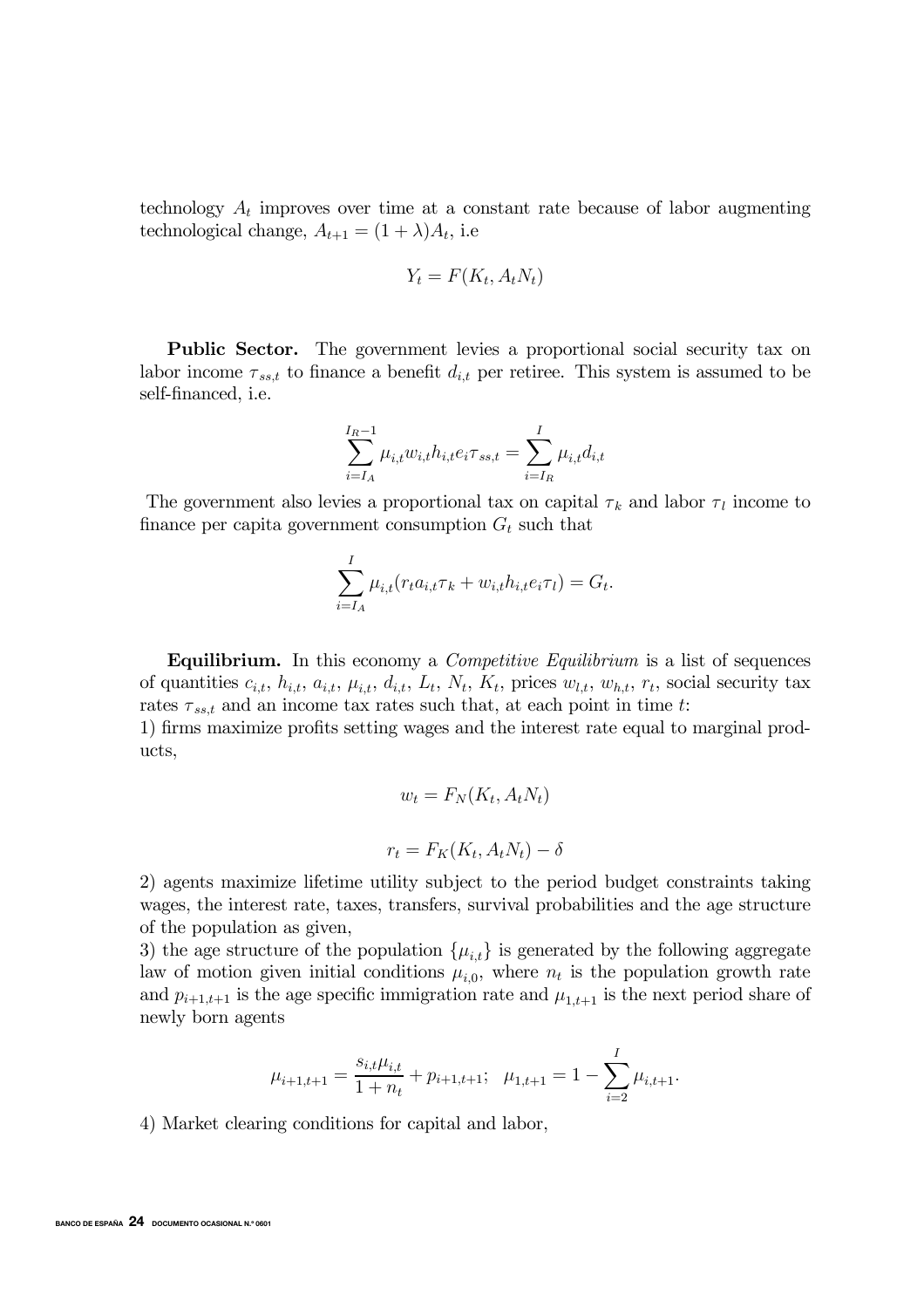technology $A_t$ improves over time at a constant rate because of labor augmenting technological change, $A_{t+1} = (1 + \lambda)A_t$, i.e

$$Y_t = F(K_t, A_t N_t)$$

**Public Sector.** The government levies a proportional social security tax on labor income $\tau_{ss,t}$ to finance a benefit $d_{i,t}$ per retiree. This system is assumed to be self-financed, i.e.

$$\sum_{i=I_A}^{I_R-1} \mu_{i,t} w_{i,t} h_{i,t} e_i \tau_{ss,t} = \sum_{i=I_R}^{I} \mu_{i,t} d_{i,t}$$

The government also levies a proportional tax on capital $\tau_k$ and labor $\tau_l$ income to finance per capita government consumption $G_t$ such that

$$\sum_{i=I_A}^{I} \mu_{i,t}(r_t a_{i,t} \tau_k + w_{i,t} h_{i,t} e_i \tau_l) = G_t.$$

**Equilibrium.** In this economy a *Competitive Equilibrium* is a list of sequences of quantities $c_{i,t}$, $h_{i,t}$, $a_{i,t}$, $\mu_{i,t}$, $d_{i,t}$, $L_t$, $N_t$, $K_t$, prices $w_{l,t}$, $w_{h,t}$, $r_t$, social security tax rates $\tau_{ss,t}$ and an income tax rates such that, at each point in time $t$:

1) firms maximize profits setting wages and the interest rate equal to marginal products,

$$w_t = F_N(K_t, A_t N_t)$$

$$r_t = F_K(K_t, A_t N_t) - \delta$$

2) agents maximize lifetime utility subject to the period budget constraints taking wages, the interest rate, taxes, transfers, survival probabilities and the age structure of the population as given,

3) the age structure of the population $\{\mu_{i,t}\}$ is generated by the following aggregate law of motion given initial conditions $\mu_{i,0}$, where $n_t$ is the population growth rate and $p_{i+1,t+1}$ is the age specific immigration rate and $\mu_{1,t+1}$ is the next period share of newly born agents

$$\mu_{i+1,t+1} = \frac{s_{i,t}\mu_{i,t}}{1 + n_t} + p_{i+1,t+1}; \quad \mu_{1,t+1} = 1 - \sum_{i=2}^{I} \mu_{i,t+1}.$$

4) Market clearing conditions for capital and labor,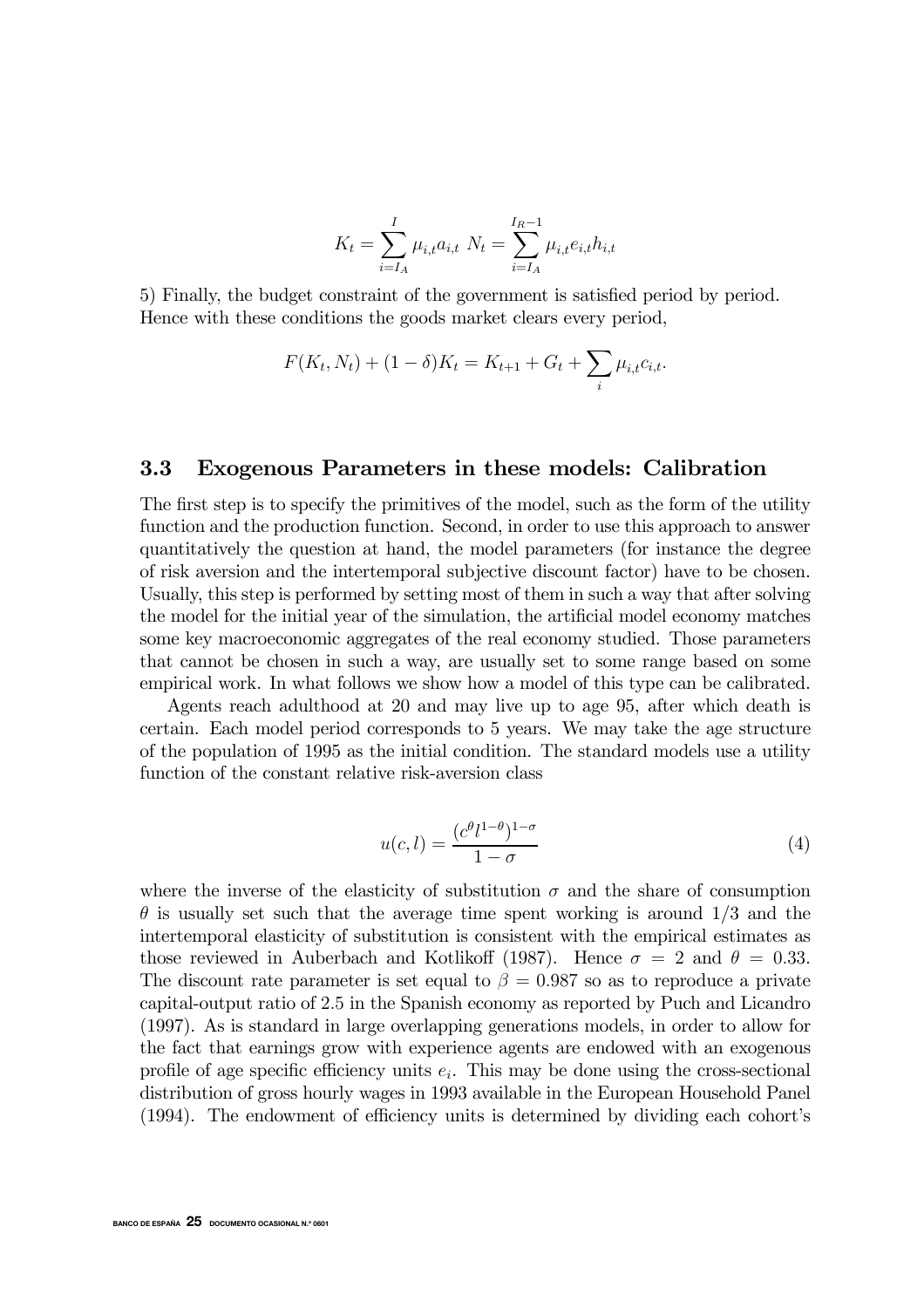$$K_t = \sum_{i=I_A}^{I} \mu_{i,t} a_{i,t} \ N_t = \sum_{i=I_A}^{I_R - 1} \mu_{i,t} e_{i,t} h_{i,t}$$

5) Finally, the budget constraint of the government is satisfied period by period. Hence with these conditions the goods market clears every period,

$$F(K_t, N_t) + (1 - \delta) K_t = K_{t+1} + G_t + \sum_i \mu_{i,t} c_{i,t}.$$

### 3.3 Exogenous Parameters in these models: Calibration

The first step is to specify the primitives of the model, such as the form of the utility function and the production function. Second, in order to use this approach to answer quantitatively the question at hand, the model parameters (for instance the degree of risk aversion and the intertemporal subjective discount factor) have to be chosen. Usually, this step is performed by setting most of them in such a way that after solving the model for the initial year of the simulation, the artificial model economy matches some key macroeconomic aggregates of the real economy studied. Those parameters that cannot be chosen in such a way, are usually set to some range based on some empirical work. In what follows we show how a model of this type can be calibrated.

Agents reach adulthood at 20 and may live up to age 95, after which death is certain. Each model period corresponds to 5 years. We may take the age structure of the population of 1995 as the initial condition. The standard models use a utility function of the constant relative risk-aversion class

$$u(c, l) = \frac{(c^{\theta} l^{1-\theta})^{1-\sigma}}{1 - \sigma} \tag{4}$$

where the inverse of the elasticity of substitution $\sigma$ and the share of consumption $\theta$ is usually set such that the average time spent working is around $1/3$ and the intertemporal elasticity of substitution is consistent with the empirical estimates as those reviewed in Auberbach and Kotlikoff (1987). Hence $\sigma = 2$ and $\theta = 0.33$. The discount rate parameter is set equal to $\beta = 0.987$ so as to reproduce a private capital-output ratio of 2.5 in the Spanish economy as reported by Puch and Licandro (1997). As is standard in large overlapping generations models, in order to allow for the fact that earnings grow with experience agents are endowed with an exogenous profile of age specific efficiency units $e_i$. This may be done using the cross-sectional distribution of gross hourly wages in 1993 available in the European Household Panel (1994). The endowment of efficiency units is determined by dividing each cohort's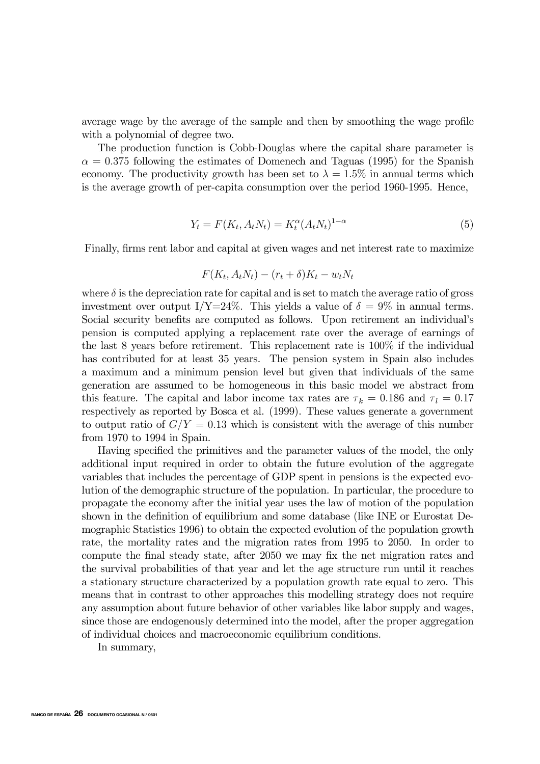average wage by the average of the sample and then by smoothing the wage profile with a polynomial of degree two.

The production function is Cobb-Douglas where the capital share parameter is $\alpha = 0.375$ following the estimates of Domenech and Taguas (1995) for the Spanish economy. The productivity growth has been set to $\lambda = 1.5\%$ in annual terms which is the average growth of per-capita consumption over the period 1960-1995. Hence,

$$Y_t = F(K_t, A_t N_t) = K_t^{\alpha}(A_t N_t)^{1-\alpha} \tag{5}$$

Finally, firms rent labor and capital at given wages and net interest rate to maximize

$$F(K_t, A_t N_t) - (r_t + \delta)K_t - w_t N_t$$

where $\delta$ is the depreciation rate for capital and is set to match the average ratio of gross investment over output I/Y=24%. This yields a value of $\delta = 9\%$ in annual terms. Social security benefits are computed as follows. Upon retirement an individual's pension is computed applying a replacement rate over the average of earnings of the last 8 years before retirement. This replacement rate is 100% if the individual has contributed for at least 35 years. The pension system in Spain also includes a maximum and a minimum pension level but given that individuals of the same generation are assumed to be homogeneous in this basic model we abstract from this feature. The capital and labor income tax rates are $\tau_k = 0.186$ and $\tau_l = 0.17$ respectively as reported by Bosca et al. (1999). These values generate a government to output ratio of $G/Y = 0.13$ which is consistent with the average of this number from 1970 to 1994 in Spain.

Having specified the primitives and the parameter values of the model, the only additional input required in order to obtain the future evolution of the aggregate variables that includes the percentage of GDP spent in pensions is the expected evolution of the demographic structure of the population. In particular, the procedure to propagate the economy after the initial year uses the law of motion of the population shown in the definition of equilibrium and some database (like INE or Eurostat Demographic Statistics 1996) to obtain the expected evolution of the population growth rate, the mortality rates and the migration rates from 1995 to 2050. In order to compute the final steady state, after 2050 we may fix the net migration rates and the survival probabilities of that year and let the age structure run until it reaches a stationary structure characterized by a population growth rate equal to zero. This means that in contrast to other approaches this modelling strategy does not require any assumption about future behavior of other variables like labor supply and wages, since those are endogenously determined into the model, after the proper aggregation of individual choices and macroeconomic equilibrium conditions.

In summary,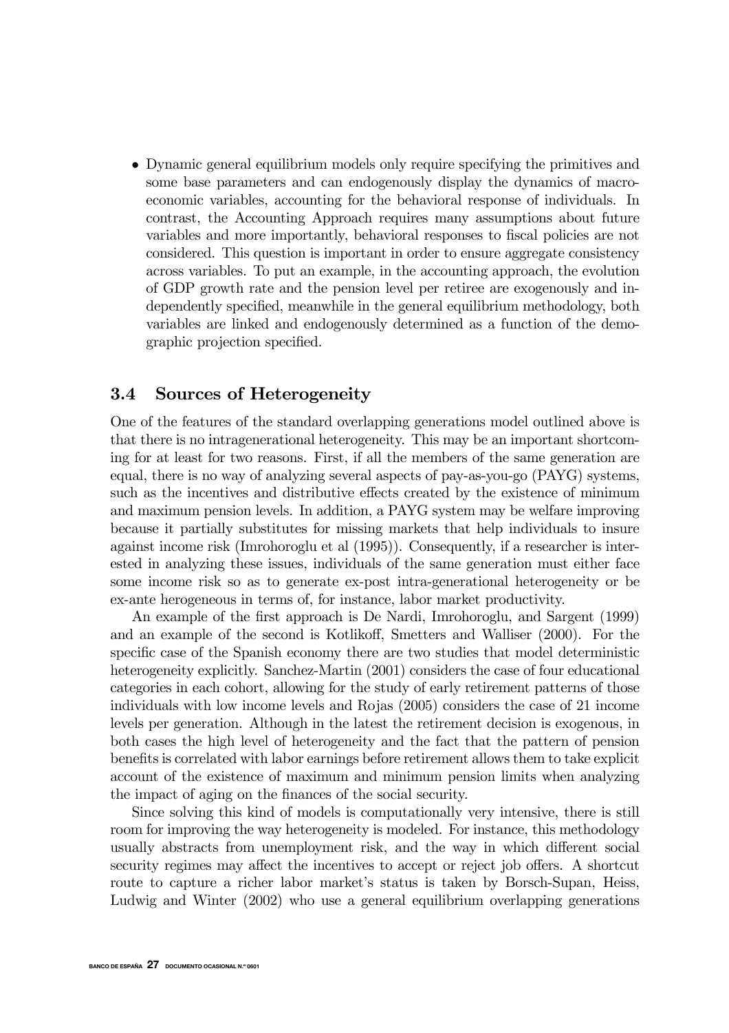- Dynamic general equilibrium models only require specifying the primitives and some base parameters and can endogenously display the dynamics of macroeconomic variables, accounting for the behavioral response of individuals. In contrast, the Accounting Approach requires many assumptions about future variables and more importantly, behavioral responses to fiscal policies are not considered. This question is important in order to ensure aggregate consistency across variables. To put an example, in the accounting approach, the evolution of GDP growth rate and the pension level per retiree are exogenously and independently specified, meanwhile in the general equilibrium methodology, both variables are linked and endogenously determined as a function of the demographic projection specified.

### 3.4 Sources of Heterogeneity

One of the features of the standard overlapping generations model outlined above is that there is no intragenerational heterogeneity. This may be an important shortcoming for at least for two reasons. First, if all the members of the same generation are equal, there is no way of analyzing several aspects of pay-as-you-go (PAYG) systems, such as the incentives and distributive effects created by the existence of minimum and maximum pension levels. In addition, a PAYG system may be welfare improving because it partially substitutes for missing markets that help individuals to insure against income risk (Imrohoroglu et al (1995)). Consequently, if a researcher is interested in analyzing these issues, individuals of the same generation must either face some income risk so as to generate ex-post intra-generational heterogeneity or be ex-ante herogeneous in terms of, for instance, labor market productivity.

An example of the first approach is De Nardi, Imrohoroglu, and Sargent (1999) and an example of the second is Kotlikoff, Smetters and Walliser (2000). For the specific case of the Spanish economy there are two studies that model deterministic heterogeneity explicitly. Sanchez-Martin (2001) considers the case of four educational categories in each cohort, allowing for the study of early retirement patterns of those individuals with low income levels and Rojas (2005) considers the case of 21 income levels per generation. Although in the latest the retirement decision is exogenous, in both cases the high level of heterogeneity and the fact that the pattern of pension benefits is correlated with labor earnings before retirement allows them to take explicit account of the existence of maximum and minimum pension limits when analyzing the impact of aging on the finances of the social security.

Since solving this kind of models is computationally very intensive, there is still room for improving the way heterogeneity is modeled. For instance, this methodology usually abstracts from unemployment risk, and the way in which different social security regimes may affect the incentives to accept or reject job offers. A shortcut route to capture a richer labor market's status is taken by Borsch-Supan, Heiss, Ludwig and Winter (2002) who use a general equilibrium overlapping generations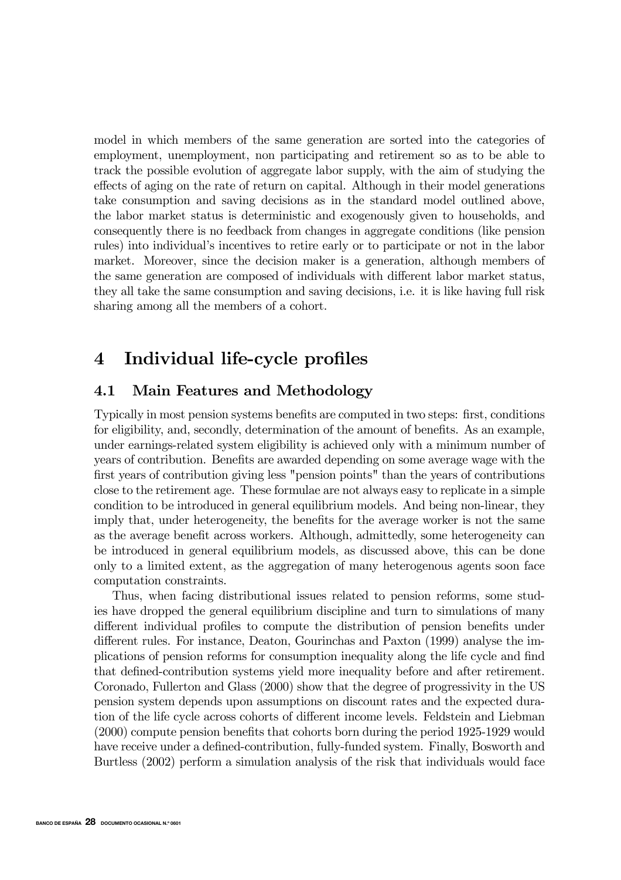model in which members of the same generation are sorted into the categories of employment, unemployment, non participating and retirement so as to be able to track the possible evolution of aggregate labor supply, with the aim of studying the effects of aging on the rate of return on capital. Although in their model generations take consumption and saving decisions as in the standard model outlined above, the labor market status is deterministic and exogenously given to households, and consequently there is no feedback from changes in aggregate conditions (like pension rules) into individual's incentives to retire early or to participate or not in the labor market. Moreover, since the decision maker is a generation, although members of the same generation are composed of individuals with different labor market status, they all take the same consumption and saving decisions, i.e. it is like having full risk sharing among all the members of a cohort.

# 4 Individual life-cycle profiles

## 4.1 Main Features and Methodology

Typically in most pension systems benefits are computed in two steps: first, conditions for eligibility, and, secondly, determination of the amount of benefits. As an example, under earnings-related system eligibility is achieved only with a minimum number of years of contribution. Benefits are awarded depending on some average wage with the first years of contribution giving less "pension points" than the years of contributions close to the retirement age. These formulae are not always easy to replicate in a simple condition to be introduced in general equilibrium models. And being non-linear, they imply that, under heterogeneity, the benefits for the average worker is not the same as the average benefit across workers. Although, admittedly, some heterogeneity can be introduced in general equilibrium models, as discussed above, this can be done only to a limited extent, as the aggregation of many heterogenous agents soon face computation constraints.

Thus, when facing distributional issues related to pension reforms, some studies have dropped the general equilibrium discipline and turn to simulations of many different individual profiles to compute the distribution of pension benefits under different rules. For instance, Deaton, Gourinchas and Paxton (1999) analyse the implications of pension reforms for consumption inequality along the life cycle and find that defined-contribution systems yield more inequality before and after retirement. Coronado, Fullerton and Glass (2000) show that the degree of progressivity in the US pension system depends upon assumptions on discount rates and the expected duration of the life cycle across cohorts of different income levels. Feldstein and Liebman (2000) compute pension benefits that cohorts born during the period 1925-1929 would have receive under a defined-contribution, fully-funded system. Finally, Bosworth and Burtless (2002) perform a simulation analysis of the risk that individuals would face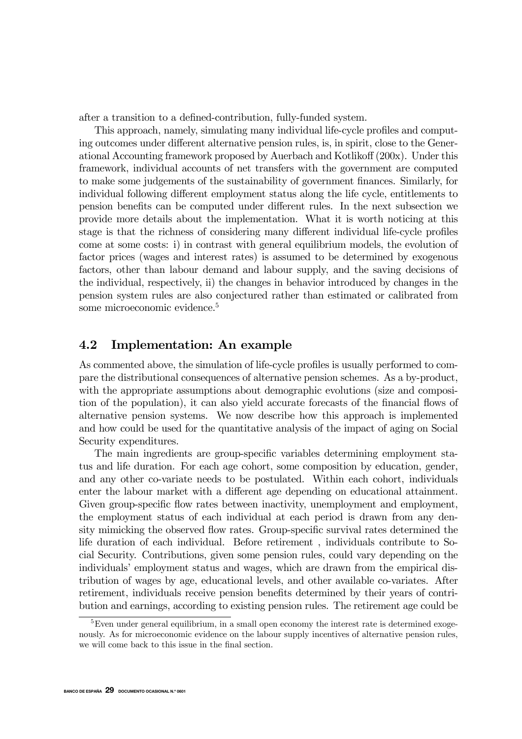after a transition to a defined-contribution, fully-funded system.

This approach, namely, simulating many individual life-cycle profiles and computing outcomes under different alternative pension rules, is, in spirit, close to the Generational Accounting framework proposed by Auerbach and Kotlikoff (200x). Under this framework, individual accounts of net transfers with the government are computed to make some judgements of the sustainability of government finances. Similarly, for individual following different employment status along the life cycle, entitlements to pension benefits can be computed under different rules. In the next subsection we provide more details about the implementation. What it is worth noticing at this stage is that the richness of considering many different individual life-cycle profiles come at some costs: i) in contrast with general equilibrium models, the evolution of factor prices (wages and interest rates) is assumed to be determined by exogenous factors, other than labour demand and labour supply, and the saving decisions of the individual, respectively, ii) the changes in behavior introduced by changes in the pension system rules are also conjectured rather than estimated or calibrated from some microeconomic evidence.[5]

## 4.2 Implementation: An example

As commented above, the simulation of life-cycle profiles is usually performed to compare the distributional consequences of alternative pension schemes. As a by-product, with the appropriate assumptions about demographic evolutions (size and composition of the population), it can also yield accurate forecasts of the financial flows of alternative pension systems. We now describe how this approach is implemented and how could be used for the quantitative analysis of the impact of aging on Social Security expenditures.

The main ingredients are group-specific variables determining employment status and life duration. For each age cohort, some composition by education, gender, and any other co-variate needs to be postulated. Within each cohort, individuals enter the labour market with a different age depending on educational attainment. Given group-specific flow rates between inactivity, unemployment and employment, the employment status of each individual at each period is drawn from any density mimicking the observed flow rates. Group-specific survival rates determined the life duration of each individual. Before retirement , individuals contribute to Social Security. Contributions, given some pension rules, could vary depending on the individuals' employment status and wages, which are drawn from the empirical distribution of wages by age, educational levels, and other available co-variates. After retirement, individuals receive pension benefits determined by their years of contribution and earnings, according to existing pension rules. The retirement age could be

[5] Even under general equilibrium, in a small open economy the interest rate is determined exogenously. As for microeconomic evidence on the labour supply incentives of alternative pension rules, we will come back to this issue in the final section.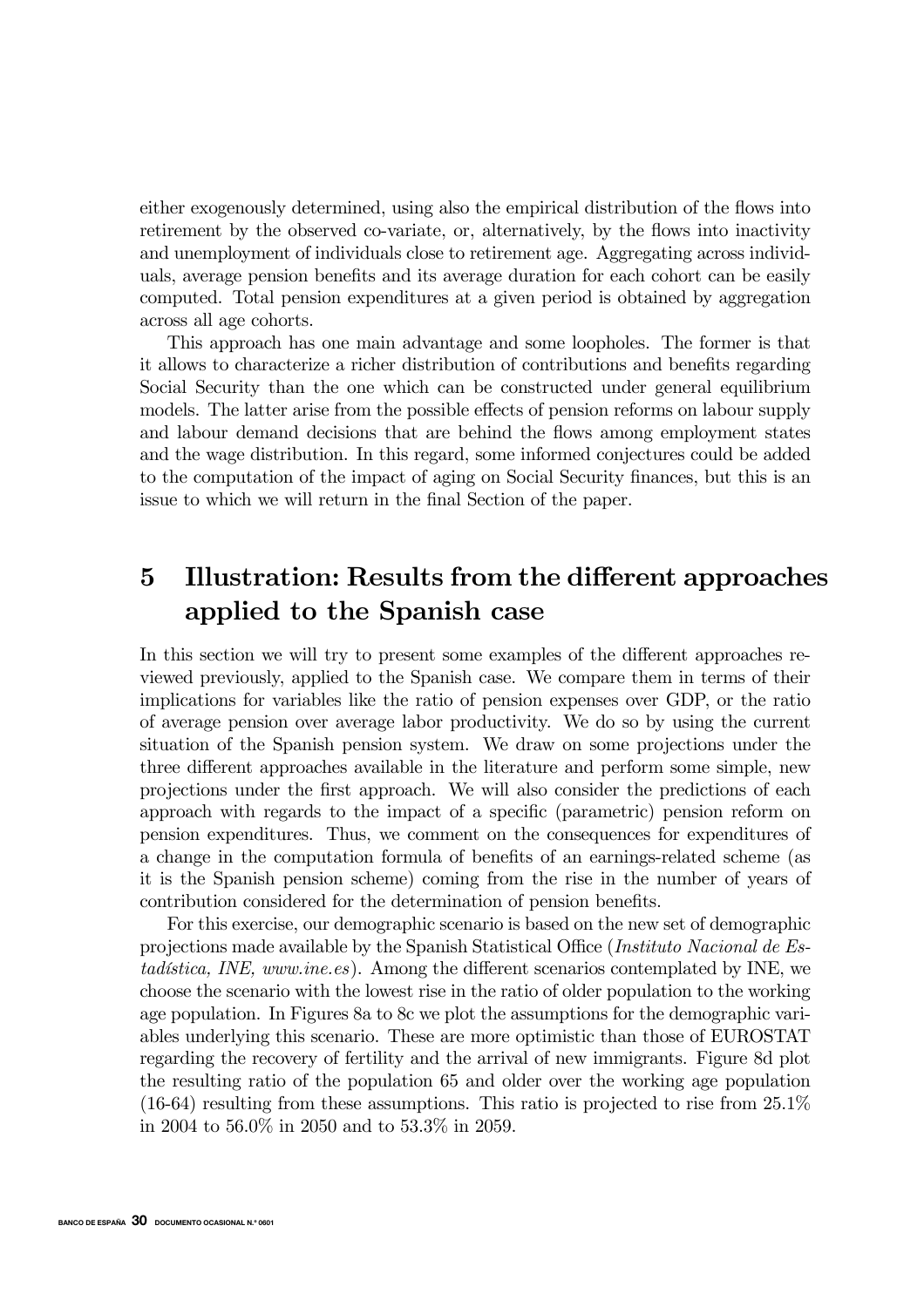either exogenously determined, using also the empirical distribution of the flows into retirement by the observed co-variate, or, alternatively, by the flows into inactivity and unemployment of individuals close to retirement age. Aggregating across individuals, average pension benefits and its average duration for each cohort can be easily computed. Total pension expenditures at a given period is obtained by aggregation across all age cohorts.

This approach has one main advantage and some loopholes. The former is that it allows to characterize a richer distribution of contributions and benefits regarding Social Security than the one which can be constructed under general equilibrium models. The latter arise from the possible effects of pension reforms on labour supply and labour demand decisions that are behind the flows among employment states and the wage distribution. In this regard, some informed conjectures could be added to the computation of the impact of aging on Social Security finances, but this is an issue to which we will return in the final Section of the paper.

## 5 Illustration: Results from the different approaches applied to the Spanish case

In this section we will try to present some examples of the different approaches reviewed previously, applied to the Spanish case. We compare them in terms of their implications for variables like the ratio of pension expenses over GDP, or the ratio of average pension over average labor productivity. We do so by using the current situation of the Spanish pension system. We draw on some projections under the three different approaches available in the literature and perform some simple, new projections under the first approach. We will also consider the predictions of each approach with regards to the impact of a specific (parametric) pension reform on pension expenditures. Thus, we comment on the consequences for expenditures of a change in the computation formula of benefits of an earnings-related scheme (as it is the Spanish pension scheme) coming from the rise in the number of years of contribution considered for the determination of pension benefits.

For this exercise, our demographic scenario is based on the new set of demographic projections made available by the Spanish Statistical Office (*Instituto Nacional de Estadística, INE, www.ine.es*). Among the different scenarios contemplated by INE, we choose the scenario with the lowest rise in the ratio of older population to the working age population. In Figures 8a to 8c we plot the assumptions for the demographic variables underlying this scenario. These are more optimistic than those of EUROSTAT regarding the recovery of fertility and the arrival of new immigrants. Figure 8d plot the resulting ratio of the population 65 and older over the working age population (16-64) resulting from these assumptions. This ratio is projected to rise from 25.1% in 2004 to 56.0% in 2050 and to 53.3% in 2059.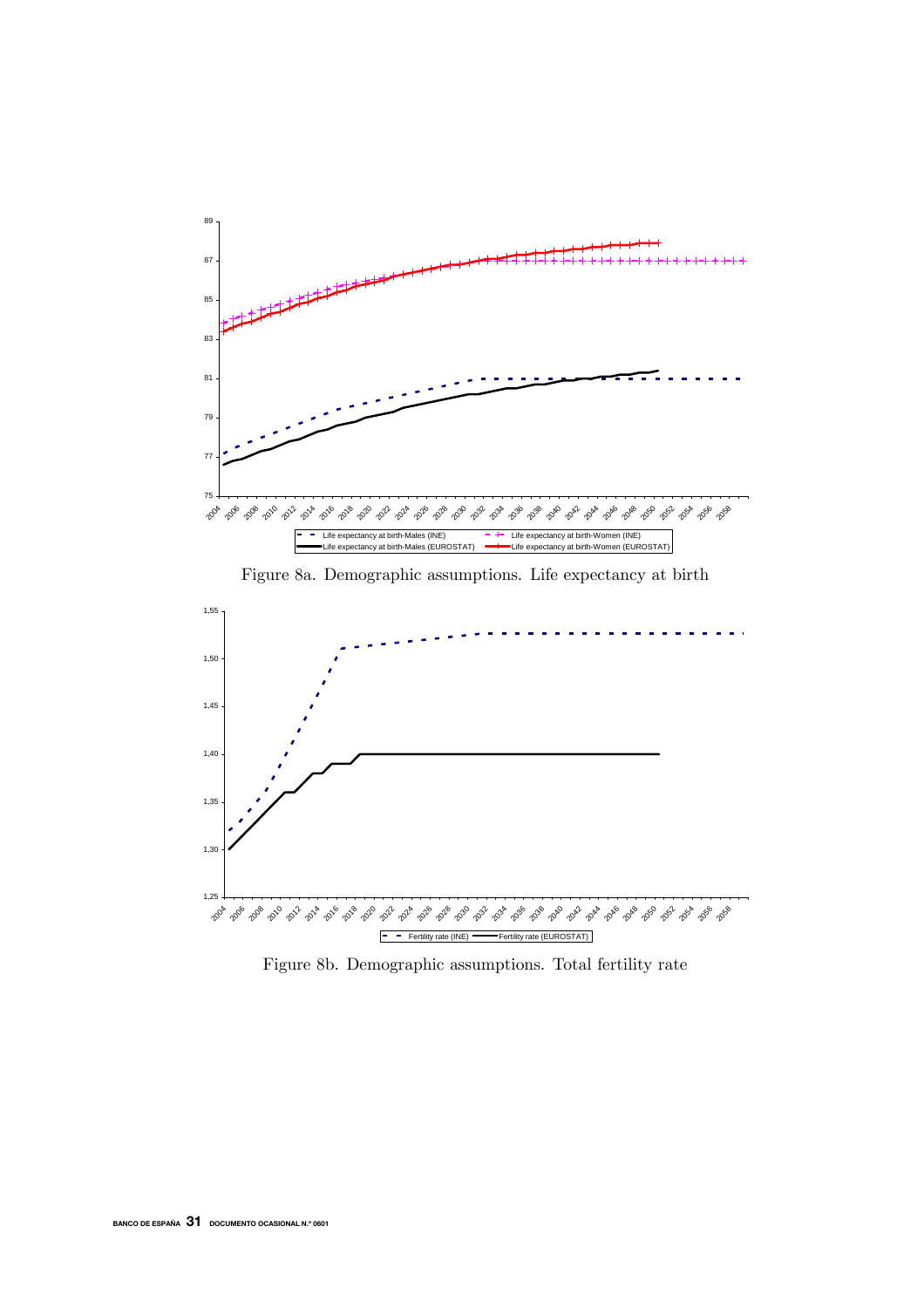Figure 8a. Demographic assumptions. Life expectancy at birth

Figure 8b. Demographic assumptions. Total fertility rate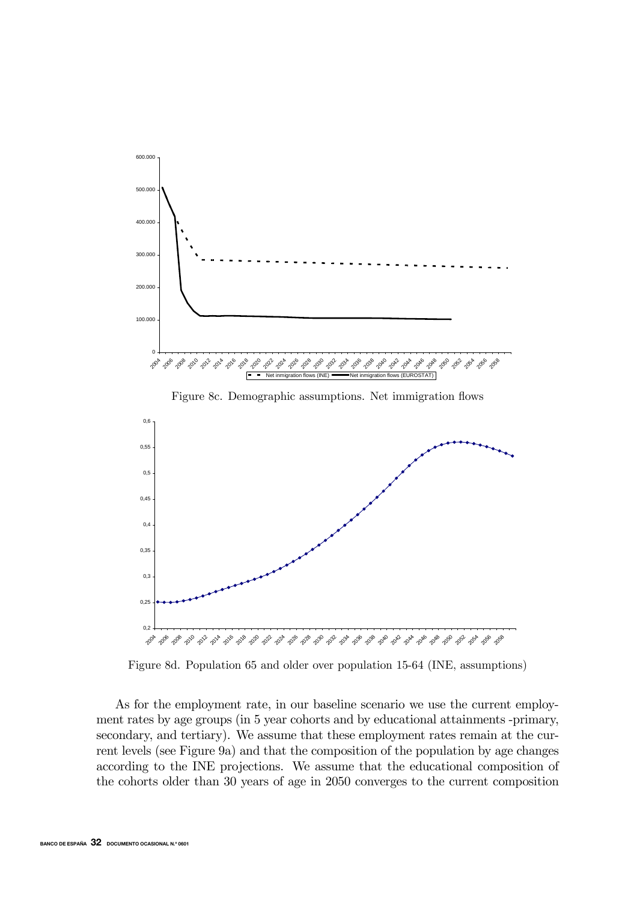Figure 8c. Demographic assumptions. Net immigration flows

Figure 8d. Population 65 and older over population 15-64 (INE, assumptions)

As for the employment rate, in our baseline scenario we use the current employment rates by age groups (in 5 year cohorts and by educational attainments -primary, secondary, and tertiary). We assume that these employment rates remain at the current levels (see Figure 9a) and that the composition of the population by age changes according to the INE projections. We assume that the educational composition of the cohorts older than 30 years of age in 2050 converges to the current composition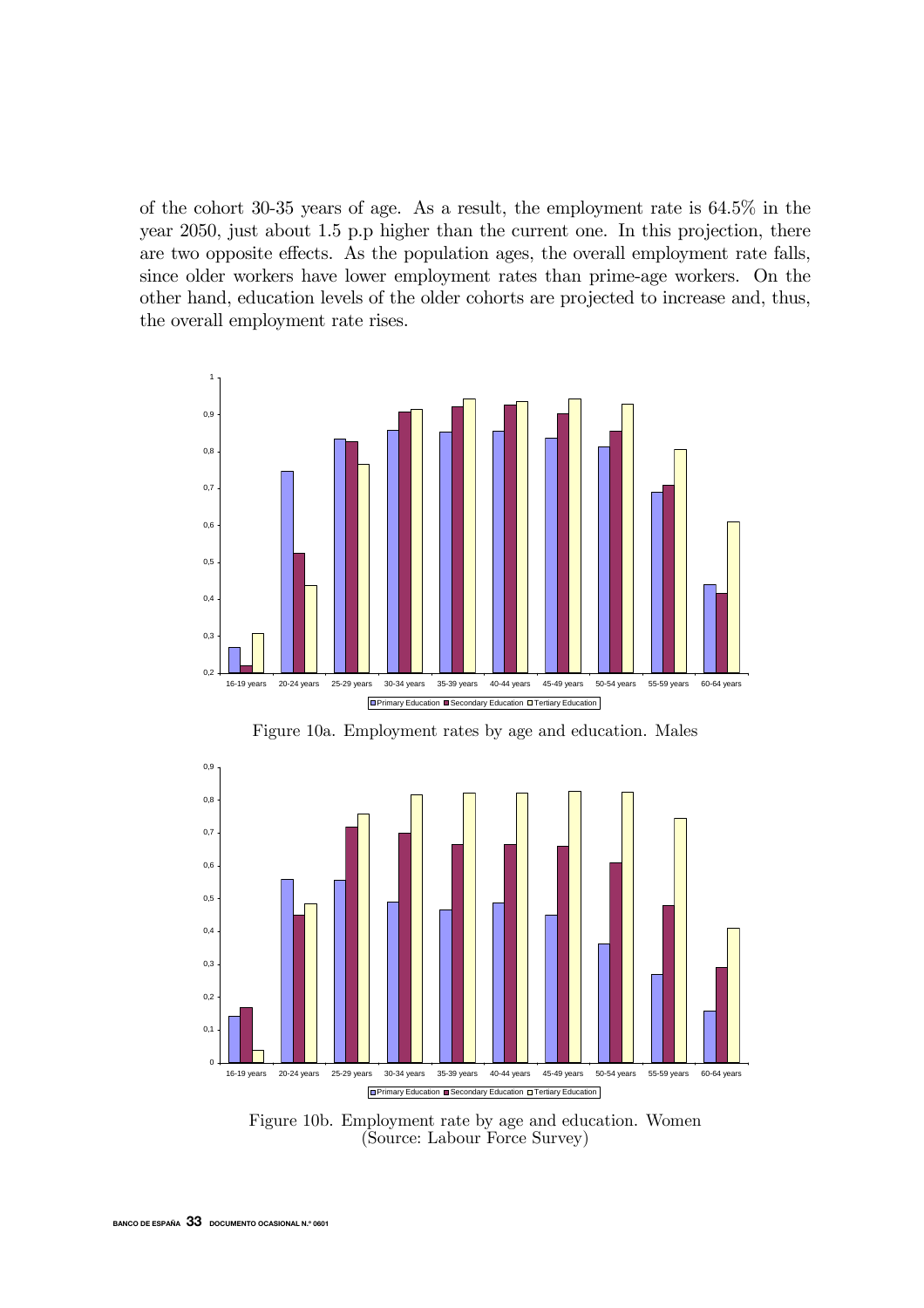of the cohort 30-35 years of age. As a result, the employment rate is 64.5% in the year 2050, just about 1.5 p.p higher than the current one. In this projection, there are two opposite effects. As the population ages, the overall employment rate falls, since older workers have lower employment rates than prime-age workers. On the other hand, education levels of the older cohorts are projected to increase and, thus, the overall employment rate rises.

Figure 10a. Employment rates by age and education. Males

Figure 10b. Employment rate by age and education. Women (Source: Labour Force Survey)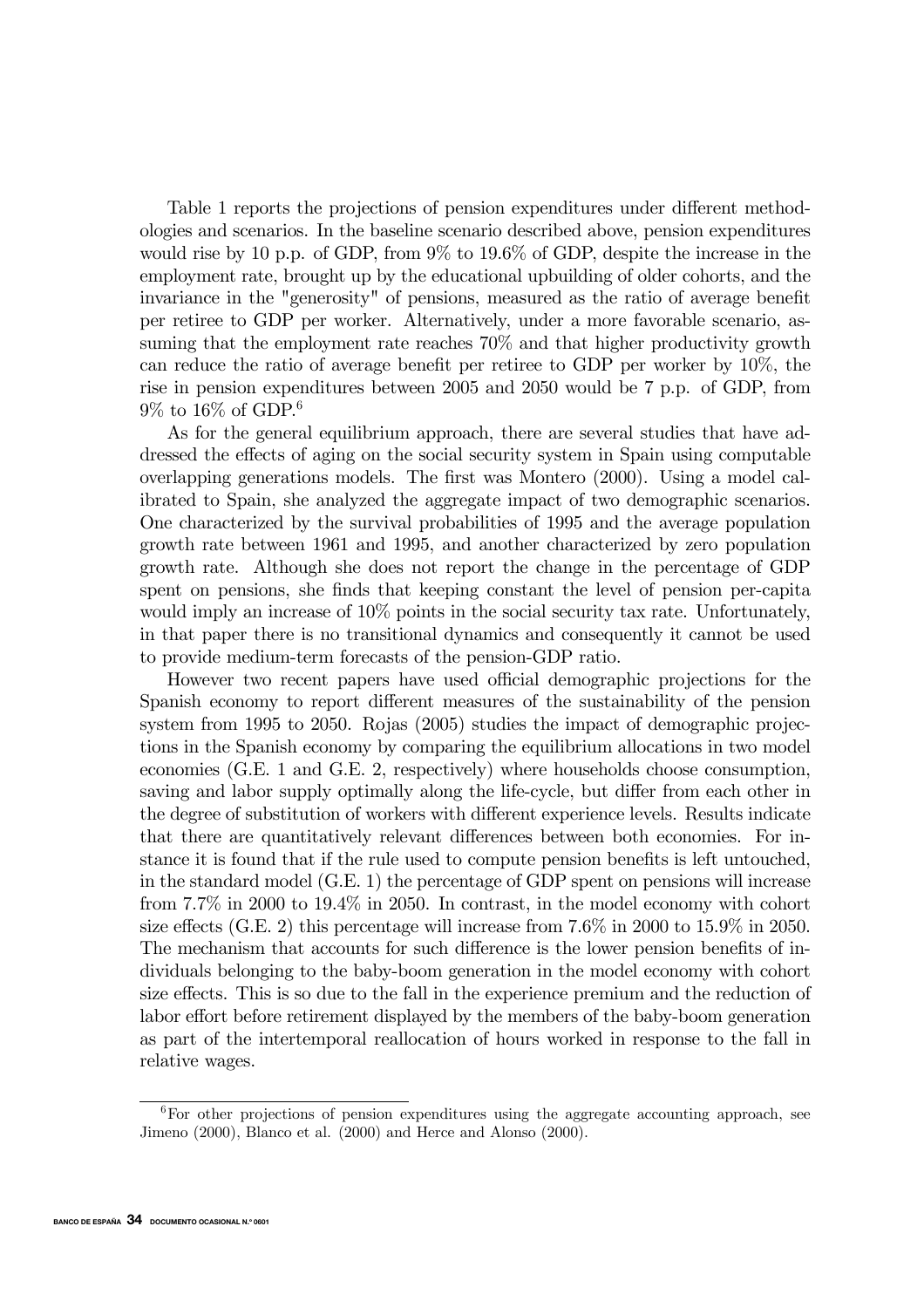Table 1 reports the projections of pension expenditures under different methodologies and scenarios. In the baseline scenario described above, pension expenditures would rise by 10 p.p. of GDP, from 9% to 19.6% of GDP, despite the increase in the employment rate, brought up by the educational upbuilding of older cohorts, and the invariance in the "generosity" of pensions, measured as the ratio of average benefit per retiree to GDP per worker. Alternatively, under a more favorable scenario, assuming that the employment rate reaches 70% and that higher productivity growth can reduce the ratio of average benefit per retiree to GDP per worker by 10%, the rise in pension expenditures between 2005 and 2050 would be 7 p.p. of GDP, from 9% to 16% of GDP.[6]

As for the general equilibrium approach, there are several studies that have addressed the effects of aging on the social security system in Spain using computable overlapping generations models. The first was Montero (2000). Using a model calibrated to Spain, she analyzed the aggregate impact of two demographic scenarios. One characterized by the survival probabilities of 1995 and the average population growth rate between 1961 and 1995, and another characterized by zero population growth rate. Although she does not report the change in the percentage of GDP spent on pensions, she finds that keeping constant the level of pension per-capita would imply an increase of 10% points in the social security tax rate. Unfortunately, in that paper there is no transitional dynamics and consequently it cannot be used to provide medium-term forecasts of the pension-GDP ratio.

However two recent papers have used official demographic projections for the Spanish economy to report different measures of the sustainability of the pension system from 1995 to 2050. Rojas (2005) studies the impact of demographic projections in the Spanish economy by comparing the equilibrium allocations in two model economies (G.E. 1 and G.E. 2, respectively) where households choose consumption, saving and labor supply optimally along the life-cycle, but differ from each other in the degree of substitution of workers with different experience levels. Results indicate that there are quantitatively relevant differences between both economies. For instance it is found that if the rule used to compute pension benefits is left untouched, in the standard model (G.E. 1) the percentage of GDP spent on pensions will increase from 7.7% in 2000 to 19.4% in 2050. In contrast, in the model economy with cohort size effects (G.E. 2) this percentage will increase from 7.6% in 2000 to 15.9% in 2050. The mechanism that accounts for such difference is the lower pension benefits of individuals belonging to the baby-boom generation in the model economy with cohort size effects. This is so due to the fall in the experience premium and the reduction of labor effort before retirement displayed by the members of the baby-boom generation as part of the intertemporal reallocation of hours worked in response to the fall in relative wages.

[6] For other projections of pension expenditures using the aggregate accounting approach, see Jimeno (2000), Blanco et al. (2000) and Herce and Alonso (2000).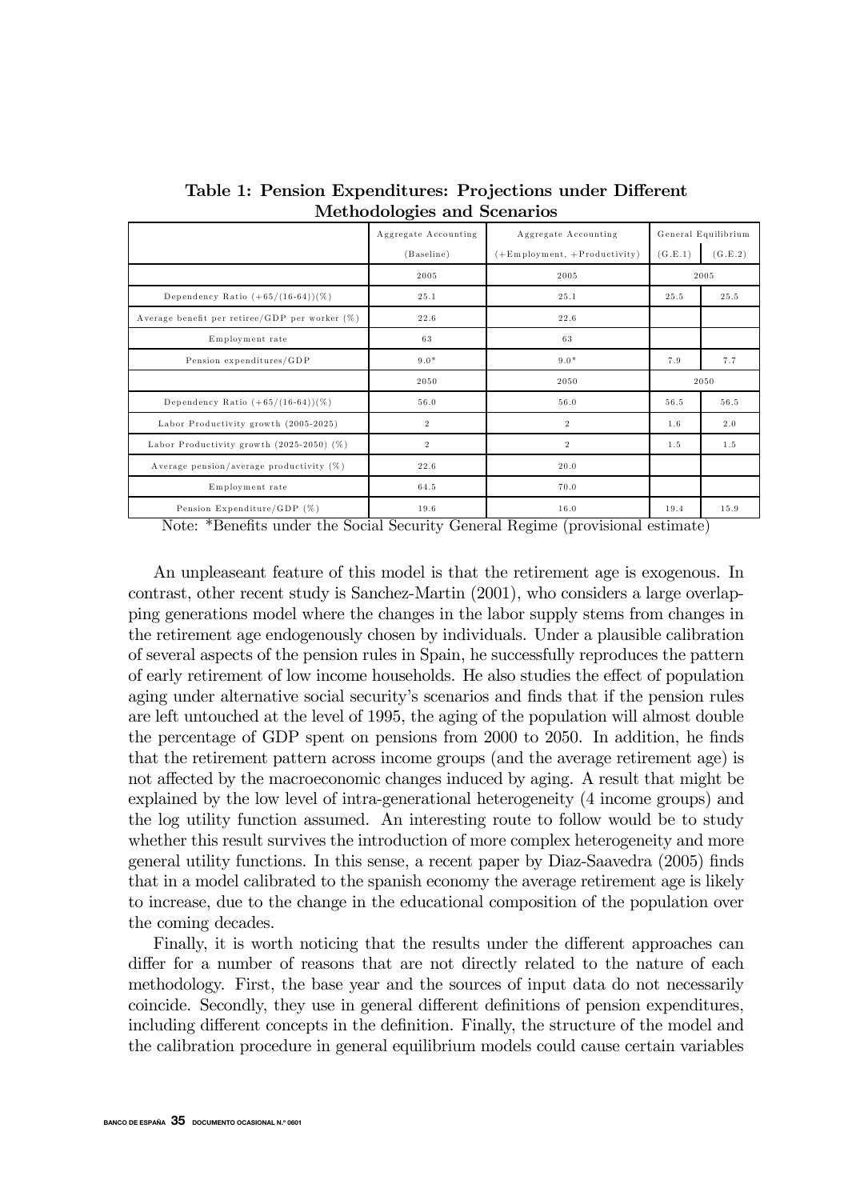**Table 1: Pension Expenditures: Projections under Different Methodologies and Scenarios**

| | Aggregate Accounting | Aggregate Accounting | General Equilibrium | |
|---|---|---|---|---|
| | (Baseline) | (+Employment, +Productivity) | (G.E.1) | (G.E.2) |
| | 2005 | 2005 | 2005 | |
| Dependency Ratio (+65/(16-64))(%) | 25.1 | 25.1 | 25.5 | 25.5 |
| Average benefit per retiree/GDP per worker (%) | 22.6 | 22.6 | | |
| Employment rate | 63 | 63 | | |
| Pension expenditures/GDP | 9.0* | 9.0* | 7.9 | 7.7 |
| | 2050 | 2050 | 2050 | |
| Dependency Ratio (+65/(16-64))(%) | 56.0 | 56.0 | 56.5 | 56.5 |
| Labor Productivity growth (2005-2025) | 2 | 2 | 1.6 | 2.0 |
| Labor Productivity growth (2025-2050) (%) | 2 | 2 | 1.5 | 1.5 |
| Average pension/average productivity (%) | 22.6 | 20.0 | | |
| Employment rate | 64.5 | 70.0 | | |
| Pension Expenditure/GDP (%) | 19.6 | 16.0 | 19.4 | 15.9 |

Note: *Benefits under the Social Security General Regime (provisional estimate)

An unpleaseant feature of this model is that the retirement age is exogenous. In contrast, other recent study is Sanchez-Martin (2001), who considers a large overlapping generations model where the changes in the labor supply stems from changes in the retirement age endogenously chosen by individuals. Under a plausible calibration of several aspects of the pension rules in Spain, he successfully reproduces the pattern of early retirement of low income households. He also studies the effect of population aging under alternative social security's scenarios and finds that if the pension rules are left untouched at the level of 1995, the aging of the population will almost double the percentage of GDP spent on pensions from 2000 to 2050. In addition, he finds that the retirement pattern across income groups (and the average retirement age) is not affected by the macroeconomic changes induced by aging. A result that might be explained by the low level of intra-generational heterogeneity (4 income groups) and the log utility function assumed. An interesting route to follow would be to study whether this result survives the introduction of more complex heterogeneity and more general utility functions. In this sense, a recent paper by Diaz-Saavedra (2005) finds that in a model calibrated to the spanish economy the average retirement age is likely to increase, due to the change in the educational composition of the population over the coming decades.

Finally, it is worth noticing that the results under the different approaches can differ for a number of reasons that are not directly related to the nature of each methodology. First, the base year and the sources of input data do not necessarily coincide. Secondly, they use in general different definitions of pension expenditures, including different concepts in the definition. Finally, the structure of the model and the calibration procedure in general equilibrium models could cause certain variables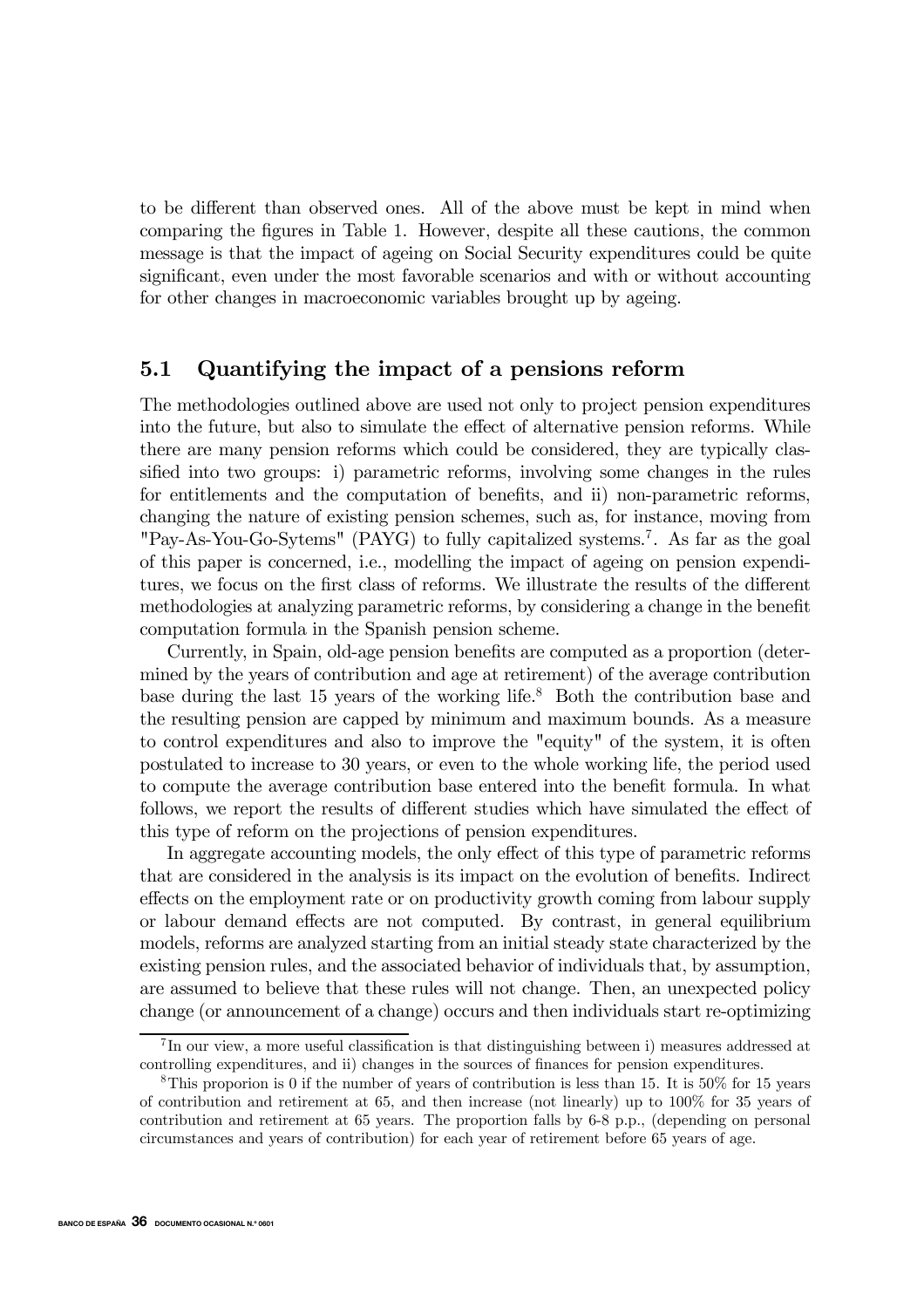to be different than observed ones. All of the above must be kept in mind when comparing the figures in Table 1. However, despite all these cautions, the common message is that the impact of ageing on Social Security expenditures could be quite significant, even under the most favorable scenarios and with or without accounting for other changes in macroeconomic variables brought up by ageing.

## 5.1 Quantifying the impact of a pensions reform

The methodologies outlined above are used not only to project pension expenditures into the future, but also to simulate the effect of alternative pension reforms. While there are many pension reforms which could be considered, they are typically classified into two groups: i) parametric reforms, involving some changes in the rules for entitlements and the computation of benefits, and ii) non-parametric reforms, changing the nature of existing pension schemes, such as, for instance, moving from "Pay-As-You-Go-Sytems" (PAYG) to fully capitalized systems.[7]. As far as the goal of this paper is concerned, i.e., modelling the impact of ageing on pension expenditures, we focus on the first class of reforms. We illustrate the results of the different methodologies at analyzing parametric reforms, by considering a change in the benefit computation formula in the Spanish pension scheme.

Currently, in Spain, old-age pension benefits are computed as a proportion (determined by the years of contribution and age at retirement) of the average contribution base during the last 15 years of the working life.[8] Both the contribution base and the resulting pension are capped by minimum and maximum bounds. As a measure to control expenditures and also to improve the "equity" of the system, it is often postulated to increase to 30 years, or even to the whole working life, the period used to compute the average contribution base entered into the benefit formula. In what follows, we report the results of different studies which have simulated the effect of this type of reform on the projections of pension expenditures.

In aggregate accounting models, the only effect of this type of parametric reforms that are considered in the analysis is its impact on the evolution of benefits. Indirect effects on the employment rate or on productivity growth coming from labour supply or labour demand effects are not computed. By contrast, in general equilibrium models, reforms are analyzed starting from an initial steady state characterized by the existing pension rules, and the associated behavior of individuals that, by assumption, are assumed to believe that these rules will not change. Then, an unexpected policy change (or announcement of a change) occurs and then individuals start re-optimizing

[7] In our view, a more useful classification is that distinguishing between i) measures addressed at controlling expenditures, and ii) changes in the sources of finances for pension expenditures.

[8] This proporion is 0 if the number of years of contribution is less than 15. It is 50% for 15 years of contribution and retirement at 65, and then increase (not linearly) up to 100% for 35 years of contribution and retirement at 65 years. The proportion falls by 6-8 p.p., (depending on personal circumstances and years of contribution) for each year of retirement before 65 years of age.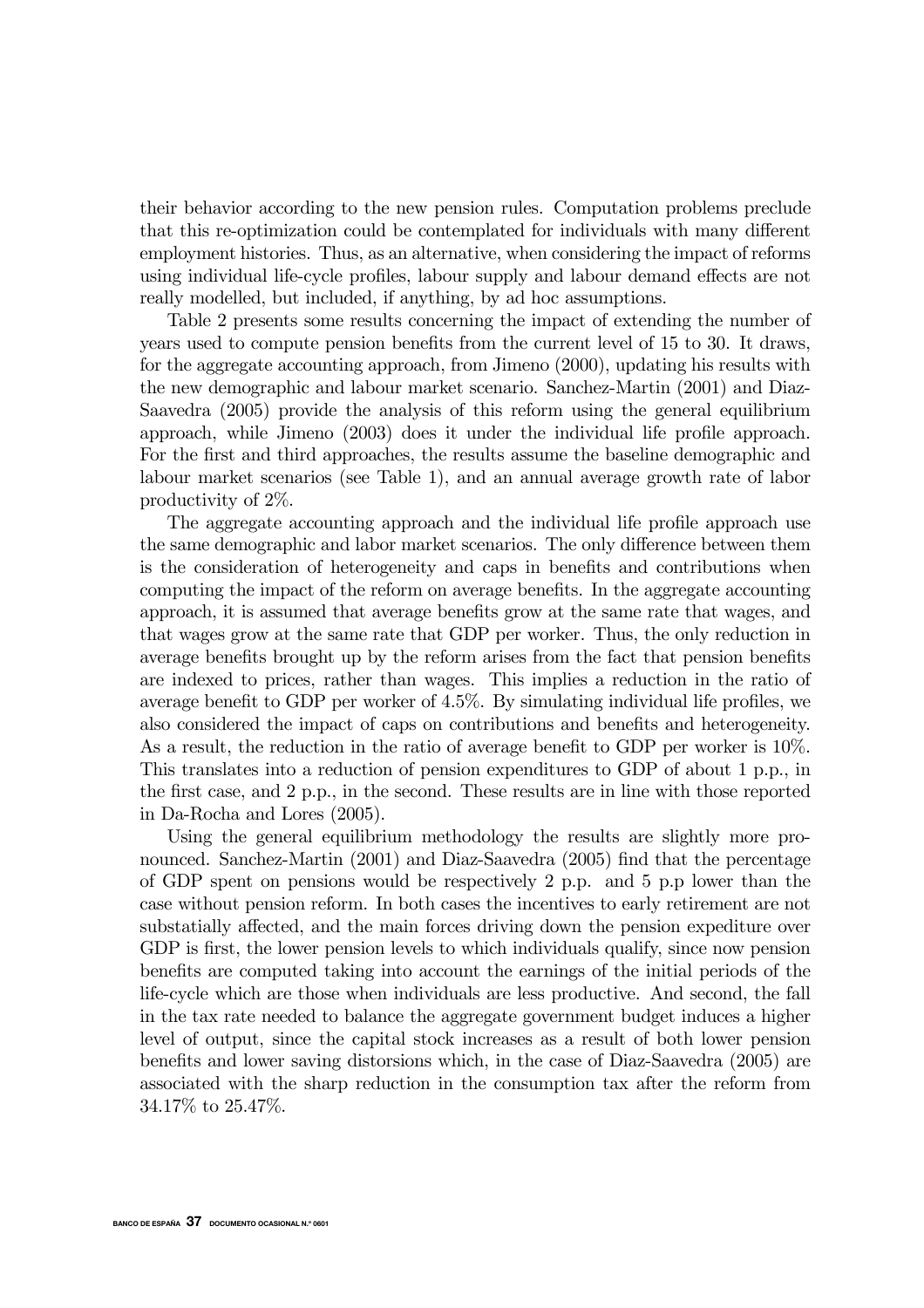their behavior according to the new pension rules. Computation problems preclude that this re-optimization could be contemplated for individuals with many different employment histories. Thus, as an alternative, when considering the impact of reforms using individual life-cycle profiles, labour supply and labour demand effects are not really modelled, but included, if anything, by ad hoc assumptions.

Table 2 presents some results concerning the impact of extending the number of years used to compute pension benefits from the current level of 15 to 30. It draws, for the aggregate accounting approach, from Jimeno (2000), updating his results with the new demographic and labour market scenario. Sanchez-Martin (2001) and Diaz-Saavedra (2005) provide the analysis of this reform using the general equilibrium approach, while Jimeno (2003) does it under the individual life profile approach. For the first and third approaches, the results assume the baseline demographic and labour market scenarios (see Table 1), and an annual average growth rate of labor productivity of 2%.

The aggregate accounting approach and the individual life profile approach use the same demographic and labor market scenarios. The only difference between them is the consideration of heterogeneity and caps in benefits and contributions when computing the impact of the reform on average benefits. In the aggregate accounting approach, it is assumed that average benefits grow at the same rate that wages, and that wages grow at the same rate that GDP per worker. Thus, the only reduction in average benefits brought up by the reform arises from the fact that pension benefits are indexed to prices, rather than wages. This implies a reduction in the ratio of average benefit to GDP per worker of 4.5%. By simulating individual life profiles, we also considered the impact of caps on contributions and benefits and heterogeneity. As a result, the reduction in the ratio of average benefit to GDP per worker is 10%. This translates into a reduction of pension expenditures to GDP of about 1 p.p., in the first case, and 2 p.p., in the second. These results are in line with those reported in Da-Rocha and Lores (2005).

Using the general equilibrium methodology the results are slightly more pronounced. Sanchez-Martin (2001) and Diaz-Saavedra (2005) find that the percentage of GDP spent on pensions would be respectively 2 p.p. and 5 p.p lower than the case without pension reform. In both cases the incentives to early retirement are not substatially affected, and the main forces driving down the pension expediture over GDP is first, the lower pension levels to which individuals qualify, since now pension benefits are computed taking into account the earnings of the initial periods of the life-cycle which are those when individuals are less productive. And second, the fall in the tax rate needed to balance the aggregate government budget induces a higher level of output, since the capital stock increases as a result of both lower pension benefits and lower saving distorsions which, in the case of Diaz-Saavedra (2005) are associated with the sharp reduction in the consumption tax after the reform from 34.17% to 25.47%.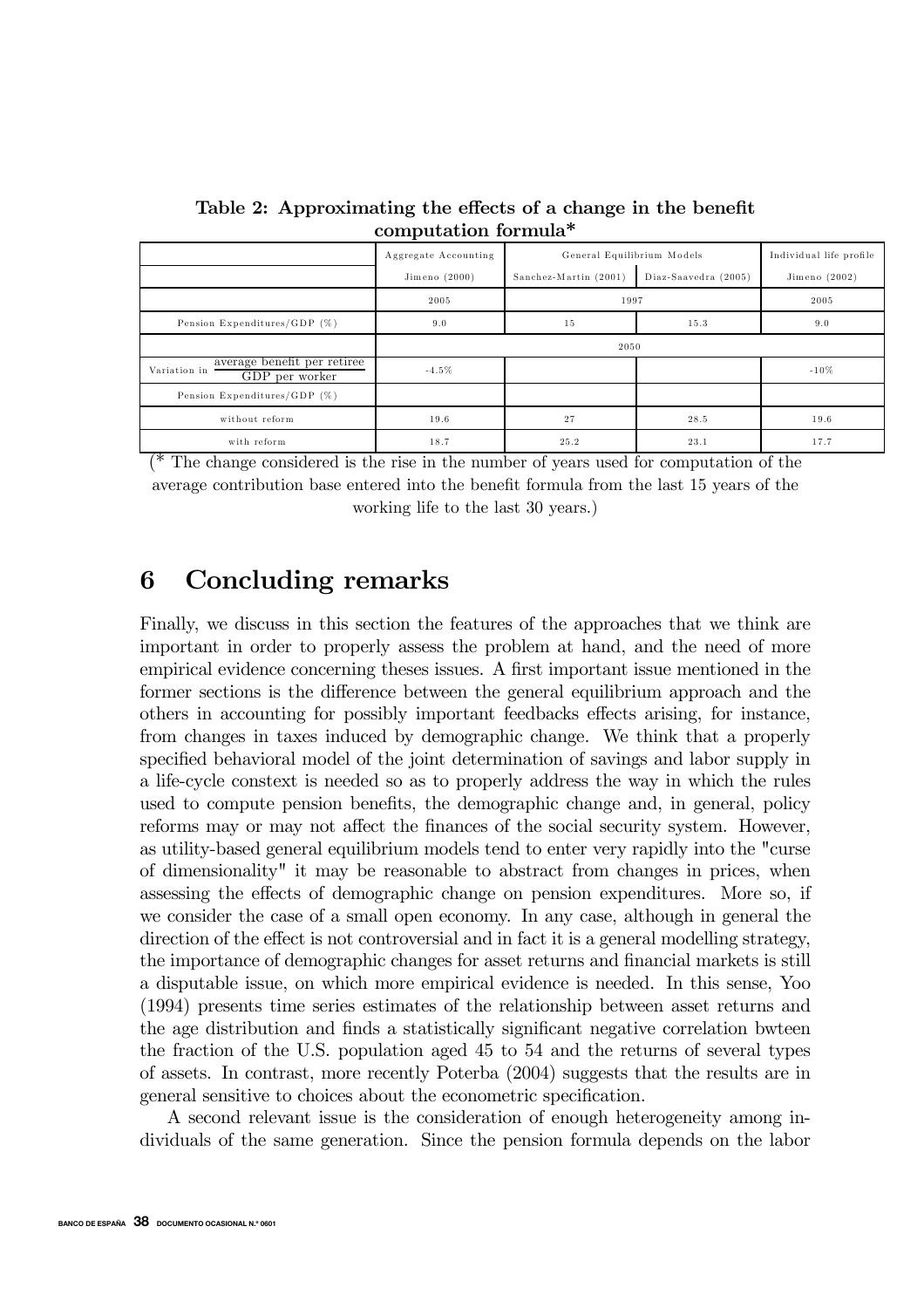**Table 2: Approximating the effects of a change in the benefit computation formula***

| | Aggregate Accounting | General Equilibrium Models | | Individual life profile |
|---|---|---|---|---|
| | Jimeno (2000) | Sanchez-Martin (2001) | Diaz-Saavedra (2005) | Jimeno (2002) |
| | 2005 | 1997 | | 2005 |
| Pension Expenditures/GDP (%) | 9.0 | 15 | 15.3 | 9.0 |
| | 2050 | | | |
| Variation in $\frac{\text{average benefit per retiree}}{\text{GDP per worker}}$ | -4.5% | | | -10% |
| Pension Expenditures/GDP (%) | | | | |
| without reform | 19.6 | 27 | 28.5 | 19.6 |
| with reform | 18.7 | 25.2 | 23.1 | 17.7 |

(* The change considered is the rise in the number of years used for computation of the average contribution base entered into the benefit formula from the last 15 years of the working life to the last 30 years.)

# 6 Concluding remarks

Finally, we discuss in this section the features of the approaches that we think are important in order to properly assess the problem at hand, and the need of more empirical evidence concerning theses issues. A first important issue mentioned in the former sections is the difference between the general equilibrium approach and the others in accounting for possibly important feedbacks effects arising, for instance, from changes in taxes induced by demographic change. We think that a properly specified behavioral model of the joint determination of savings and labor supply in a life-cycle constext is needed so as to properly address the way in which the rules used to compute pension benefits, the demographic change and, in general, policy reforms may or may not affect the finances of the social security system. However, as utility-based general equilibrium models tend to enter very rapidly into the "curse of dimensionality" it may be reasonable to abstract from changes in prices, when assessing the effects of demographic change on pension expenditures. More so, if we consider the case of a small open economy. In any case, although in general the direction of the effect is not controversial and in fact it is a general modelling strategy, the importance of demographic changes for asset returns and financial markets is still a disputable issue, on which more empirical evidence is needed. In this sense, Yoo (1994) presents time series estimates of the relationship between asset returns and the age distribution and finds a statistically significant negative correlation bwteen the fraction of the U.S. population aged 45 to 54 and the returns of several types of assets. In contrast, more recently Poterba (2004) suggests that the results are in general sensitive to choices about the econometric specification.

A second relevant issue is the consideration of enough heterogeneity among individuals of the same generation. Since the pension formula depends on the labor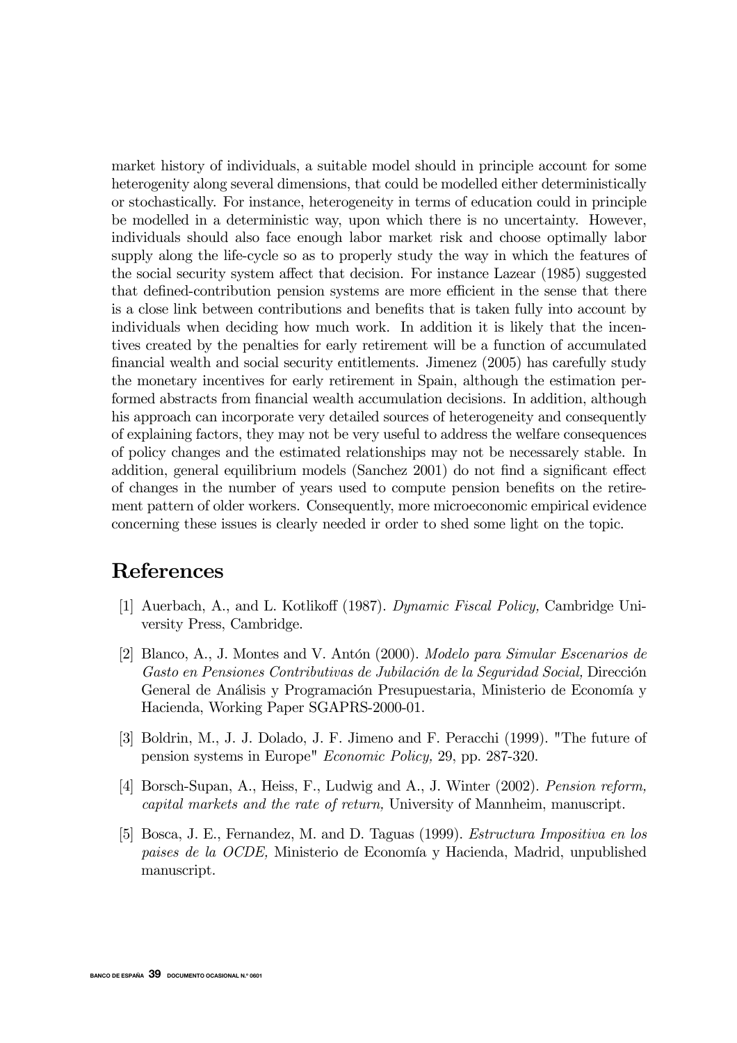market history of individuals, a suitable model should in principle account for some heterogenity along several dimensions, that could be modelled either deterministically or stochastically. For instance, heterogeneity in terms of education could in principle be modelled in a deterministic way, upon which there is no uncertainty. However, individuals should also face enough labor market risk and choose optimally labor supply along the life-cycle so as to properly study the way in which the features of the social security system affect that decision. For instance Lazear (1985) suggested that defined-contribution pension systems are more efficient in the sense that there is a close link between contributions and benefits that is taken fully into account by individuals when deciding how much work. In addition it is likely that the incentives created by the penalties for early retirement will be a function of accumulated financial wealth and social security entitlements. Jimenez (2005) has carefully study the monetary incentives for early retirement in Spain, although the estimation performed abstracts from financial wealth accumulation decisions. In addition, although his approach can incorporate very detailed sources of heterogeneity and consequently of explaining factors, they may not be very useful to address the welfare consequences of policy changes and the estimated relationships may not be necessarely stable. In addition, general equilibrium models (Sanchez 2001) do not find a significant effect of changes in the number of years used to compute pension benefits on the retirement pattern of older workers. Consequently, more microeconomic empirical evidence concerning these issues is clearly needed ir order to shed some light on the topic.

# References

[1] Auerbach, A., and L. Kotlikoff (1987). *Dynamic Fiscal Policy,* Cambridge University Press, Cambridge.

[2] Blanco, A., J. Montes and V. Antón (2000). *Modelo para Simular Escenarios de Gasto en Pensiones Contributivas de Jubilación de la Seguridad Social,* Dirección General de Análisis y Programación Presupuestaria, Ministerio de Economía y Hacienda, Working Paper SGAPRS-2000-01.

[3] Boldrin, M., J. J. Dolado, J. F. Jimeno and F. Peracchi (1999). "The future of pension systems in Europe" *Economic Policy,* 29, pp. 287-320.

[4] Borsch-Supan, A., Heiss, F., Ludwig and A., J. Winter (2002). *Pension reform, capital markets and the rate of return,* University of Mannheim, manuscript.

[5] Bosca, J. E., Fernandez, M. and D. Taguas (1999). *Estructura Impositiva en los paises de la OCDE,* Ministerio de Economía y Hacienda, Madrid, unpublished manuscript.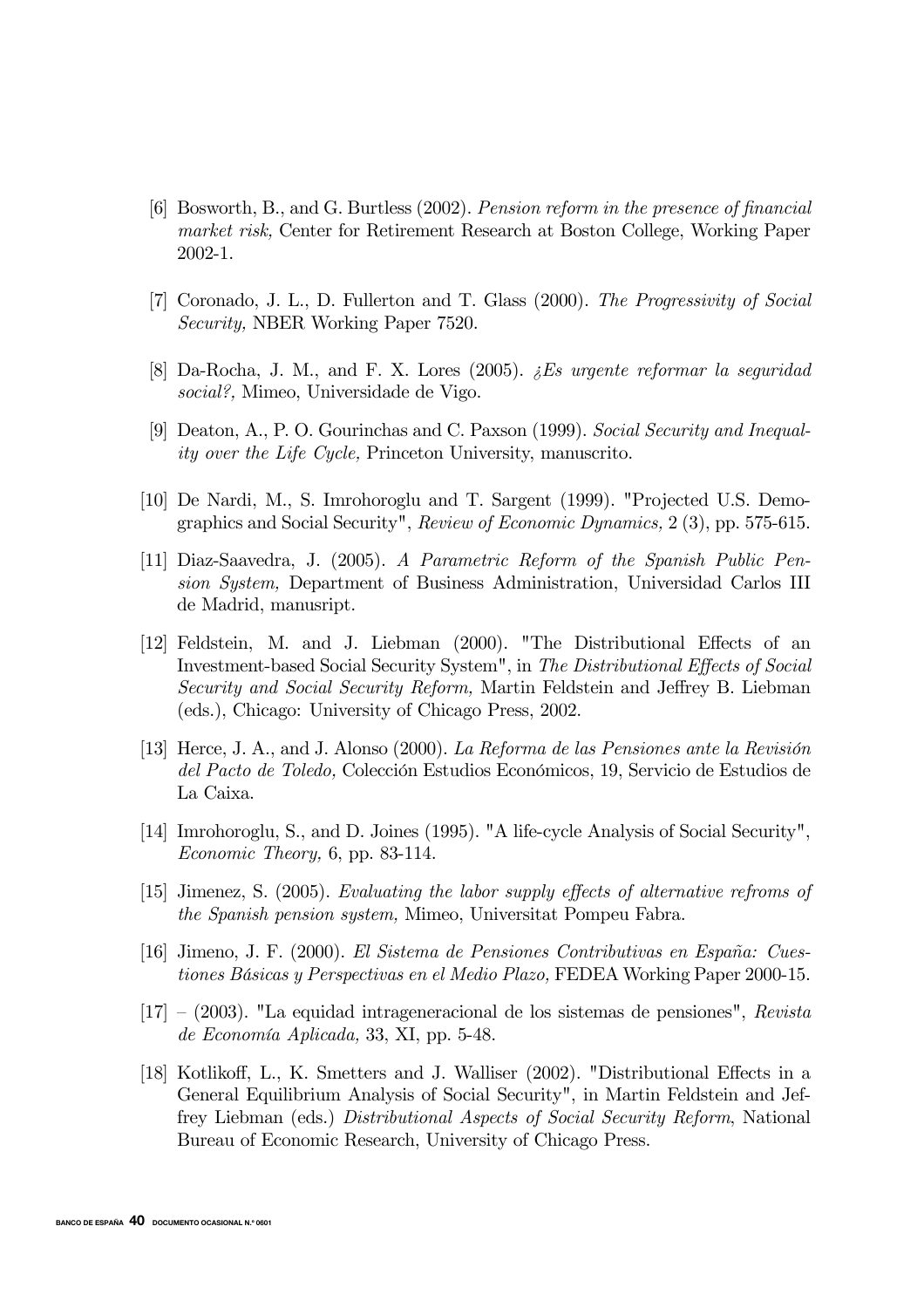[6] Bosworth, B., and G. Burtless (2002). *Pension reform in the presence of financial market risk,* Center for Retirement Research at Boston College, Working Paper 2002-1.

[7] Coronado, J. L., D. Fullerton and T. Glass (2000). *The Progressivity of Social Security,* NBER Working Paper 7520.

[8] Da-Rocha, J. M., and F. X. Lores (2005). *¿Es urgente reformar la seguridad social?,* Mimeo, Universidade de Vigo.

[9] Deaton, A., P. O. Gourinchas and C. Paxson (1999). *Social Security and Inequality over the Life Cycle,* Princeton University, manuscrito.

[10] De Nardi, M., S. Imrohoroglu and T. Sargent (1999). "Projected U.S. Demographics and Social Security", *Review of Economic Dynamics,* 2 (3), pp. 575-615.

[11] Diaz-Saavedra, J. (2005). *A Parametric Reform of the Spanish Public Pension System,* Department of Business Administration, Universidad Carlos III de Madrid, manusript.

[12] Feldstein, M. and J. Liebman (2000). "The Distributional Effects of an Investment-based Social Security System", in *The Distributional Effects of Social Security and Social Security Reform,* Martin Feldstein and Jeffrey B. Liebman (eds.), Chicago: University of Chicago Press, 2002.

[13] Herce, J. A., and J. Alonso (2000). *La Reforma de las Pensiones ante la Revisión del Pacto de Toledo,* Colección Estudios Económicos, 19, Servicio de Estudios de La Caixa.

[14] Imrohoroglu, S., and D. Joines (1995). "A life-cycle Analysis of Social Security", *Economic Theory,* 6, pp. 83-114.

[15] Jimenez, S. (2005). *Evaluating the labor supply effects of alternative refroms of the Spanish pension system,* Mimeo, Universitat Pompeu Fabra.

[16] Jimeno, J. F. (2000). *El Sistema de Pensiones Contributivas en España: Cuestiones Básicas y Perspectivas en el Medio Plazo,* FEDEA Working Paper 2000-15.

[17] – (2003). "La equidad intrageneracional de los sistemas de pensiones", *Revista de Economía Aplicada,* 33, XI, pp. 5-48.

[18] Kotlikoff, L., K. Smetters and J. Walliser (2002). "Distributional Effects in a General Equilibrium Analysis of Social Security", in Martin Feldstein and Jeffrey Liebman (eds.) *Distributional Aspects of Social Security Reform*, National Bureau of Economic Research, University of Chicago Press.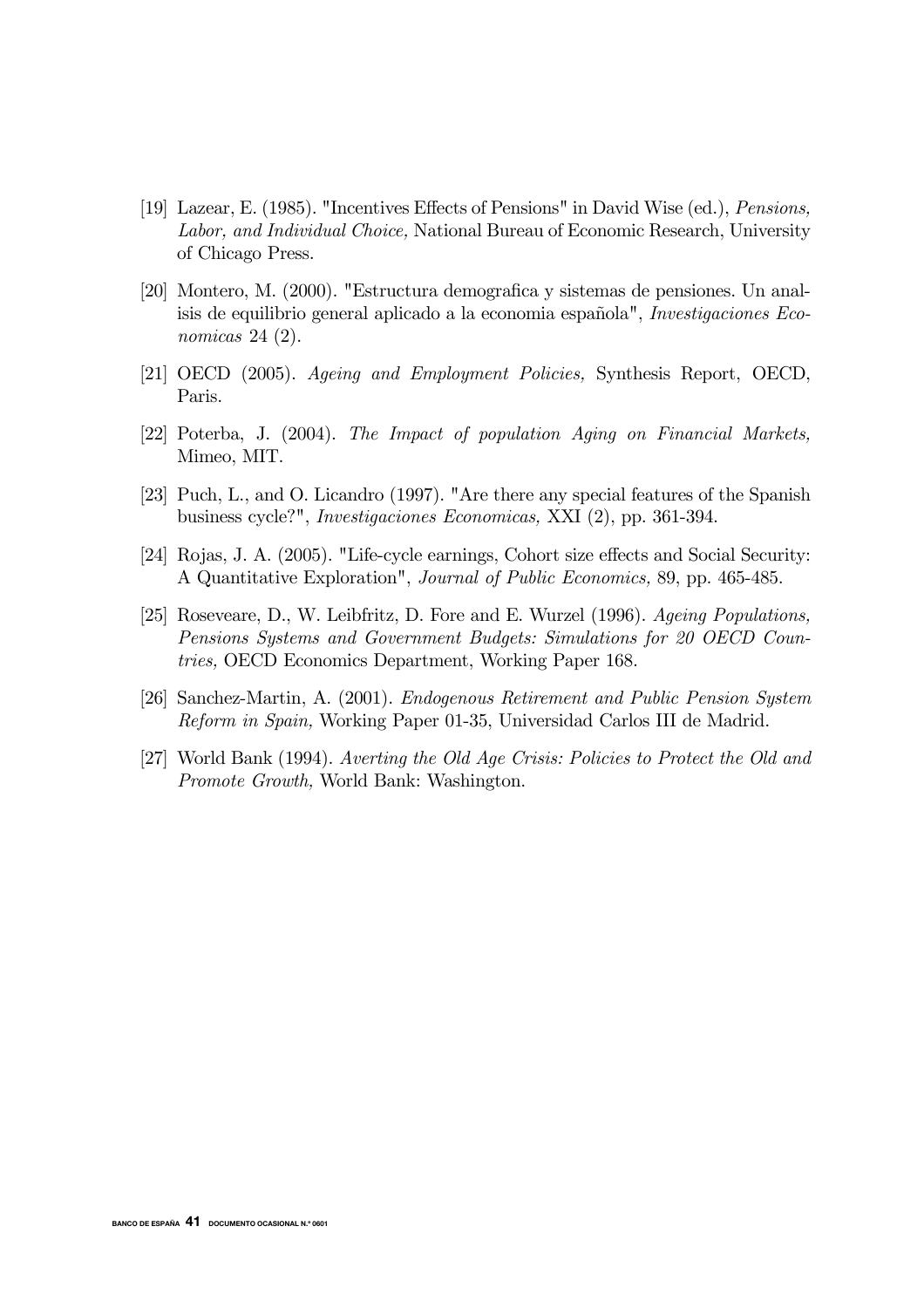[19] Lazear, E. (1985). "Incentives Effects of Pensions" in David Wise (ed.), *Pensions, Labor, and Individual Choice,* National Bureau of Economic Research, University of Chicago Press.

[20] Montero, M. (2000). "Estructura demografica y sistemas de pensiones. Un analisis de equilibrio general aplicado a la economia española", *Investigaciones Economicas* 24 (2).

[21] OECD (2005). *Ageing and Employment Policies,* Synthesis Report, OECD, Paris.

[22] Poterba, J. (2004). *The Impact of population Aging on Financial Markets,* Mimeo, MIT.

[23] Puch, L., and O. Licandro (1997). "Are there any special features of the Spanish business cycle?", *Investigaciones Economicas,* XXI (2), pp. 361-394.

[24] Rojas, J. A. (2005). "Life-cycle earnings, Cohort size effects and Social Security: A Quantitative Exploration", *Journal of Public Economics,* 89, pp. 465-485.

[25] Roseveare, D., W. Leibfritz, D. Fore and E. Wurzel (1996). *Ageing Populations, Pensions Systems and Government Budgets: Simulations for 20 OECD Countries,* OECD Economics Department, Working Paper 168.

[26] Sanchez-Martin, A. (2001). *Endogenous Retirement and Public Pension System Reform in Spain,* Working Paper 01-35, Universidad Carlos III de Madrid.

[27] World Bank (1994). *Averting the Old Age Crisis: Policies to Protect the Old and Promote Growth,* World Bank: Washington.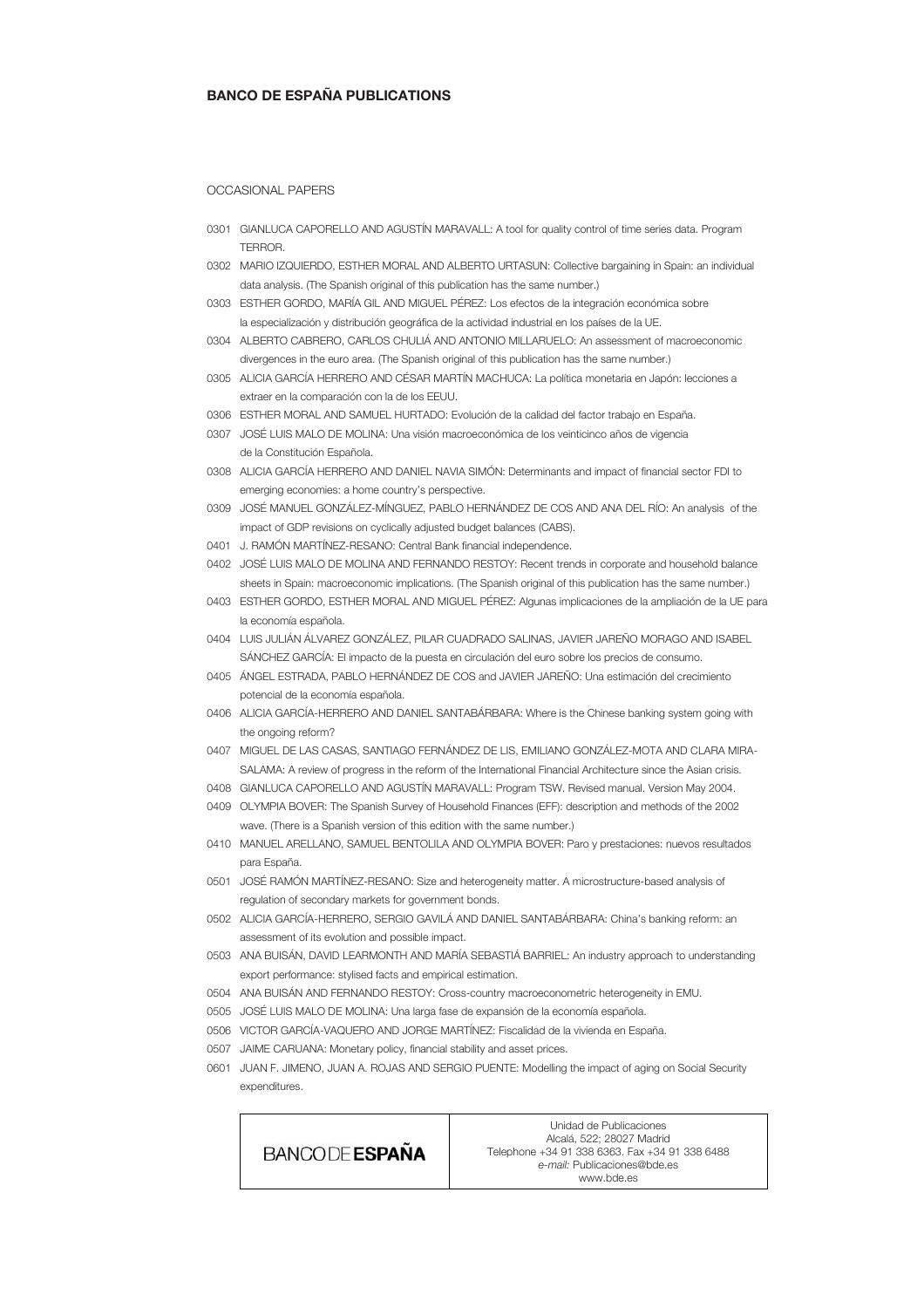## BANCO DE ESPAÑA PUBLICATIONS

OCCASIONAL PAPERS

0301 GIANLUCA CAPORELLO AND AGUSTÍN MARAVALL: A tool for quality control of time series data. Program TERROR.

0302 MARIO IZQUIERDO, ESTHER MORAL AND ALBERTO URTASUN: Collective bargaining in Spain: an individual data analysis. (The Spanish original of this publication has the same number.)

0303 ESTHER GORDO, MARÍA GIL AND MIGUEL PÉREZ: Los efectos de la integración económica sobre la especialización y distribución geográfica de la actividad industrial en los países de la UE.

0304 ALBERTO CABRERO, CARLOS CHULIÁ AND ANTONIO MILLARUELO: An assessment of macroeconomic divergences in the euro area. (The Spanish original of this publication has the same number.)

0305 ALICIA GARCÍA HERRERO AND CÉSAR MARTÍN MACHUCA: La política monetaria en Japón: lecciones a extraer en la comparación con la de los EEUU.

0306 ESTHER MORAL AND SAMUEL HURTADO: Evolución de la calidad del factor trabajo en España.

0307 JOSÉ LUIS MALO DE MOLINA: Una visión macroeconómica de los veinticinco años de vigencia de la Constitución Española.

0308 ALICIA GARCÍA HERRERO AND DANIEL NAVIA SIMÓN: Determinants and impact of financial sector FDI to emerging economies: a home country's perspective.

0309 JOSÉ MANUEL GONZÁLEZ-MÍNGUEZ, PABLO HERNÁNDEZ DE COS AND ANA DEL RÍO: An analysis of the impact of GDP revisions on cyclically adjusted budget balances (CABS).

0401 J. RAMÓN MARTÍNEZ-RESANO: Central Bank financial independence.

0402 JOSÉ LUIS MALO DE MOLINA AND FERNANDO RESTOY: Recent trends in corporate and household balance sheets in Spain: macroeconomic implications. (The Spanish original of this publication has the same number.)

0403 ESTHER GORDO, ESTHER MORAL AND MIGUEL PÉREZ: Algunas implicaciones de la ampliación de la UE para la economía española.

0404 LUIS JULIÁN ÁLVAREZ GONZÁLEZ, PILAR CUADRADO SALINAS, JAVIER JAREÑO MORAGO AND ISABEL SÁNCHEZ GARCÍA: El impacto de la puesta en circulación del euro sobre los precios de consumo.

0405 ÁNGEL ESTRADA, PABLO HERNÁNDEZ DE COS and JAVIER JAREÑO: Una estimación del crecimiento potencial de la economía española.

0406 ALICIA GARCÍA-HERRERO AND DANIEL SANTABÁRBARA: Where is the Chinese banking system going with the ongoing reform?

0407 MIGUEL DE LAS CASAS, SANTIAGO FERNÁNDEZ DE LIS, EMILIANO GONZÁLEZ-MOTA AND CLARA MIRA-SALAMA: A review of progress in the reform of the International Financial Architecture since the Asian crisis.

0408 GIANLUCA CAPORELLO AND AGUSTÍN MARAVALL: Program TSW. Revised manual. Version May 2004.

0409 OLYMPIA BOVER: The Spanish Survey of Household Finances (EFF): description and methods of the 2002 wave. (There is a Spanish version of this edition with the same number.)

0410 MANUEL ARELLANO, SAMUEL BENTOLILA AND OLYMPIA BOVER: Paro y prestaciones: nuevos resultados para España.

0501 JOSÉ RAMÓN MARTÍNEZ-RESANO: Size and heterogeneity matter. A microstructure-based analysis of regulation of secondary markets for government bonds.

0502 ALICIA GARCÍA-HERRERO, SERGIO GAVILÁ AND DANIEL SANTABÁRBARA: China's banking reform: an assessment of its evolution and possible impact.

0503 ANA BUISÁN, DAVID LEARMONTH AND MARÍA SEBASTIÁ BARRIEL: An industry approach to understanding export performance: stylised facts and empirical estimation.

0504 ANA BUISÁN AND FERNANDO RESTOY: Cross-country macroeconometric heterogeneity in EMU.

0505 JOSÉ LUIS MALO DE MOLINA: Una larga fase de expansión de la economía española.

0506 VICTOR GARCÍA-VAQUERO AND JORGE MARTÍNEZ: Fiscalidad de la vivienda en España.

0507 JAIME CARUANA: Monetary policy, financial stability and asset prices.

0601 JUAN F. JIMENO, JUAN A. ROJAS AND SERGIO PUENTE: Modelling the impact of aging on Social Security expenditures.

BANCO DE ESPAÑA

Unidad de Publicaciones
Alcalá, 522; 28027 Madrid
Telephone +34 91 338 6363. Fax +34 91 338 6488
*e-mail:* Publicaciones@bde.es
www.bde.es